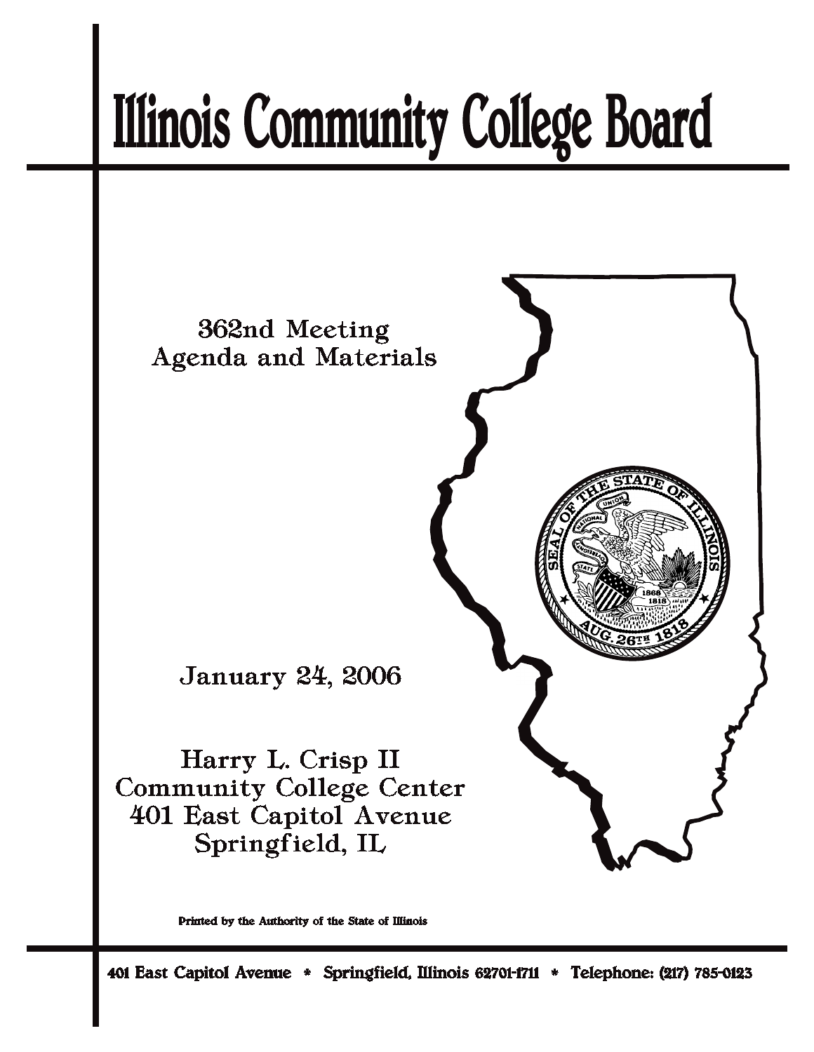# Illinois Community College Board

362nd Meeting
Agenda and Materials

January 24, 2006

Harry L. Crisp II
Community College Center
401 East Capitol Avenue
Springfield, IL

Printed by the Authority of the State of Illinois

401 East Capitol Avenue * Springfield, Illinois 62701-1711 * Telephone: (217) 785-0123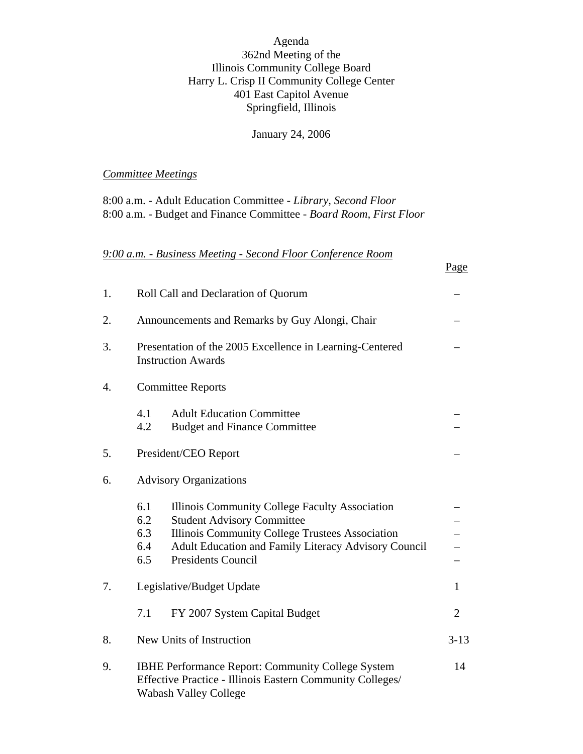Agenda
362nd Meeting of the
Illinois Community College Board
Harry L. Crisp II Community College Center
401 East Capitol Avenue
Springfield, Illinois

January 24, 2006

*Committee Meetings*

8:00 a.m. - Adult Education Committee - *Library, Second Floor*
8:00 a.m. - Budget and Finance Committee - *Board Room, First Floor*

*9:00 a.m. - Business Meeting - Second Floor Conference Room*

| | | Page |
|---|---|---|
| 1. | Roll Call and Declaration of Quorum | – |
| 2. | Announcements and Remarks by Guy Alongi, Chair | – |
| 3. | Presentation of the 2005 Excellence in Learning-Centered Instruction Awards | – |
| 4. | Committee Reports | |
| | 4.1 Adult Education Committee | – |
| | 4.2 Budget and Finance Committee | – |
| 5. | President/CEO Report | – |
| 6. | Advisory Organizations | |
| | 6.1 Illinois Community College Faculty Association | – |
| | 6.2 Student Advisory Committee | – |
| | 6.3 Illinois Community College Trustees Association | – |
| | 6.4 Adult Education and Family Literacy Advisory Council | – |
| | 6.5 Presidents Council | – |
| 7. | Legislative/Budget Update | 1 |
| | 7.1 FY 2007 System Capital Budget | 2 |
| 8. | New Units of Instruction | 3-13 |
| 9. | IBHE Performance Report: Community College System Effective Practice - Illinois Eastern Community Colleges/ Wabash Valley College | 14 |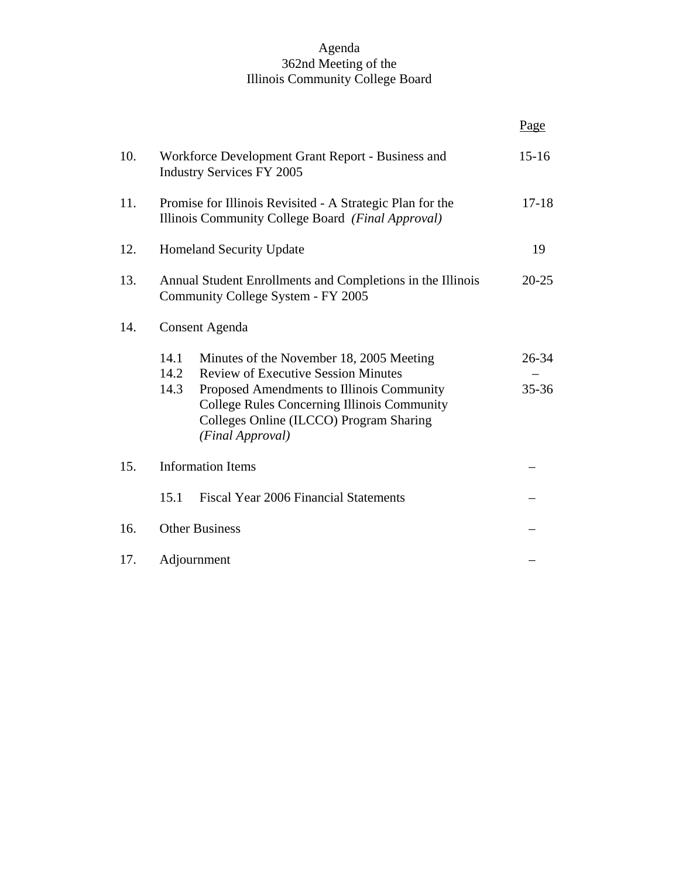Agenda
362nd Meeting of the
Illinois Community College Board

| | | Page |
|---|---|---|
| 10. | Workforce Development Grant Report - Business and Industry Services FY 2005 | 15-16 |
| 11. | Promise for Illinois Revisited - A Strategic Plan for the Illinois Community College Board *(Final Approval)* | 17-18 |
| 12. | Homeland Security Update | 19 |
| 13. | Annual Student Enrollments and Completions in the Illinois Community College System - FY 2005 | 20-25 |
| 14. | Consent Agenda | |
| | 14.1 Minutes of the November 18, 2005 Meeting | 26-34 |
| | 14.2 Review of Executive Session Minutes | – |
| | 14.3 Proposed Amendments to Illinois Community College Rules Concerning Illinois Community Colleges Online (ILCCO) Program Sharing *(Final Approval)* | 35-36 |
| 15. | Information Items | – |
| | 15.1 Fiscal Year 2006 Financial Statements | – |
| 16. | Other Business | – |
| 17. | Adjournment | – |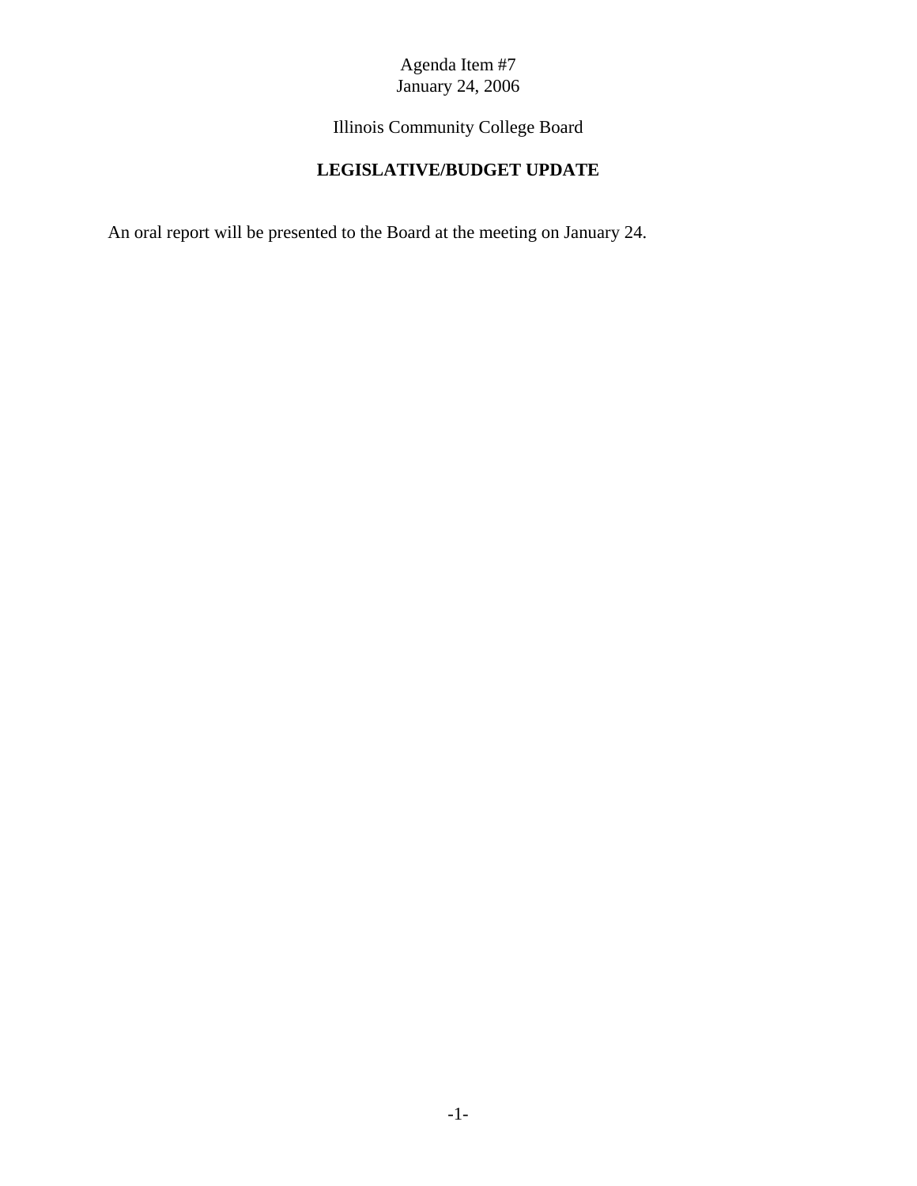Agenda Item #7
January 24, 2006

Illinois Community College Board

**LEGISLATIVE/BUDGET UPDATE**

An oral report will be presented to the Board at the meeting on January 24.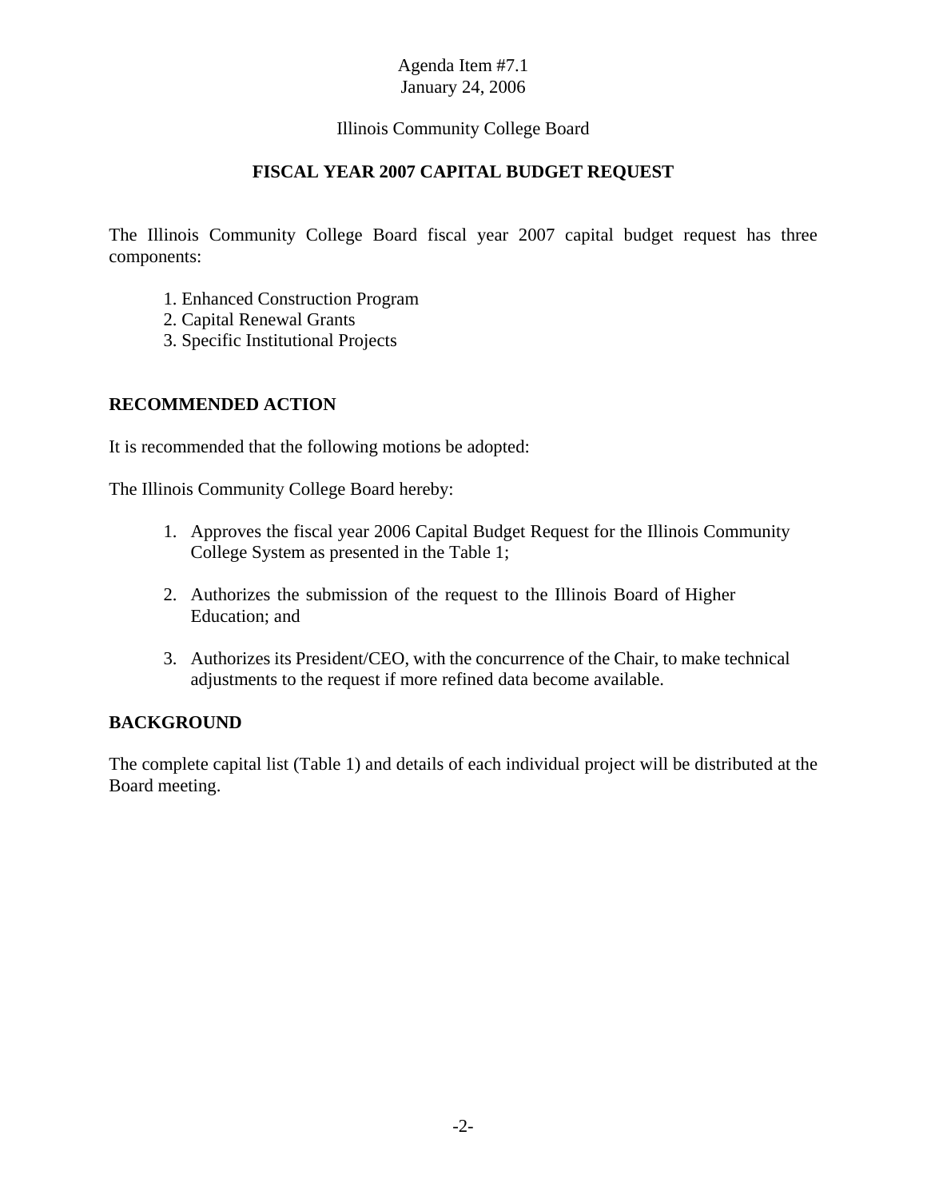Agenda Item #7.1
January 24, 2006

Illinois Community College Board

## FISCAL YEAR 2007 CAPITAL BUDGET REQUEST

The Illinois Community College Board fiscal year 2007 capital budget request has three components:

1. Enhanced Construction Program
2. Capital Renewal Grants
3. Specific Institutional Projects

### RECOMMENDED ACTION

It is recommended that the following motions be adopted:

The Illinois Community College Board hereby:

1. Approves the fiscal year 2006 Capital Budget Request for the Illinois Community College System as presented in the Table 1;

2. Authorizes the submission of the request to the Illinois Board of Higher Education; and

3. Authorizes its President/CEO, with the concurrence of the Chair, to make technical adjustments to the request if more refined data become available.

### BACKGROUND

The complete capital list (Table 1) and details of each individual project will be distributed at the Board meeting.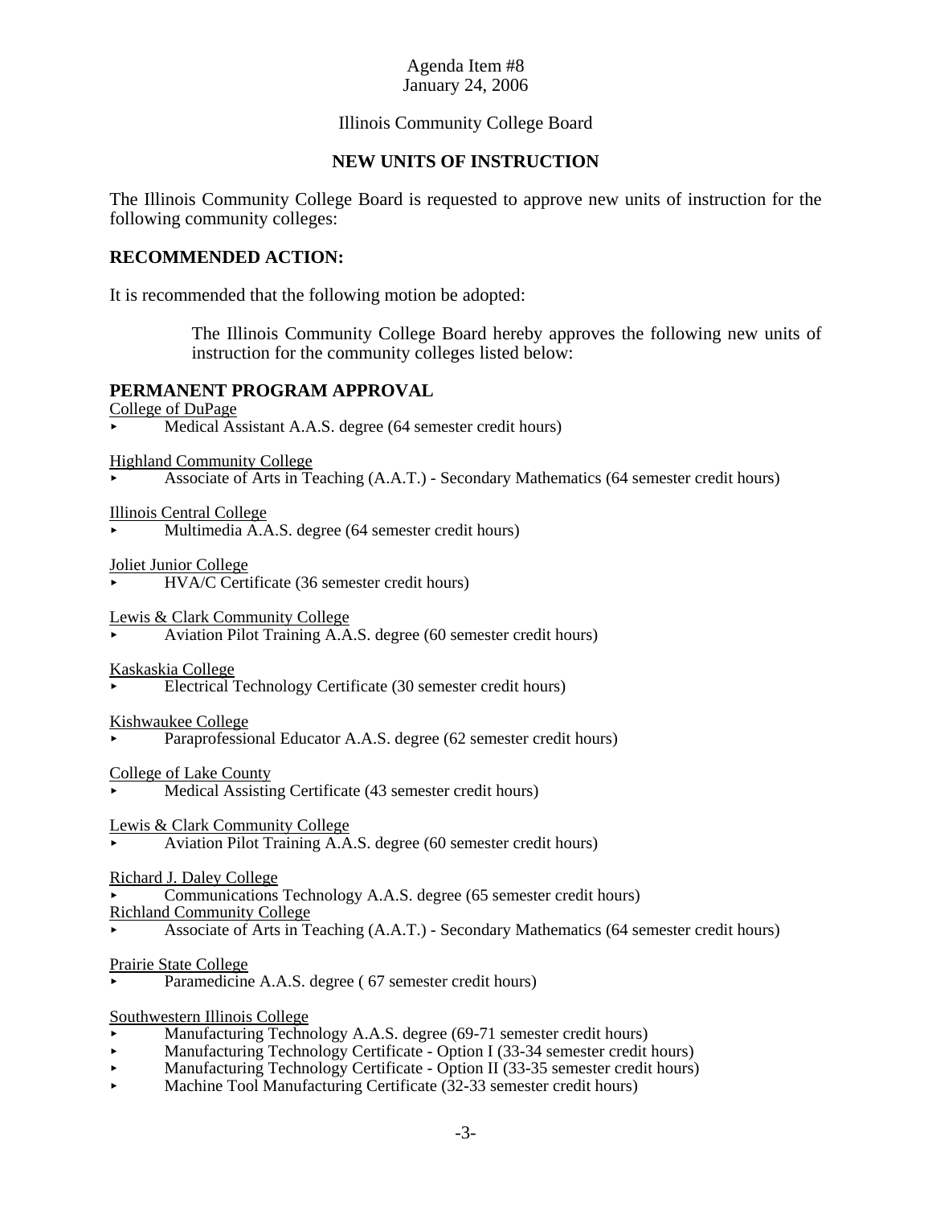Agenda Item #8
January 24, 2006

Illinois Community College Board

## NEW UNITS OF INSTRUCTION

The Illinois Community College Board is requested to approve new units of instruction for the following community colleges:

### RECOMMENDED ACTION:

It is recommended that the following motion be adopted:

> The Illinois Community College Board hereby approves the following new units of instruction for the community colleges listed below:

### PERMANENT PROGRAM APPROVAL

<u>College of DuPage</u>
- Medical Assistant A.A.S. degree (64 semester credit hours)

<u>Highland Community College</u>
- Associate of Arts in Teaching (A.A.T.) - Secondary Mathematics (64 semester credit hours)

<u>Illinois Central College</u>
- Multimedia A.A.S. degree (64 semester credit hours)

<u>Joliet Junior College</u>
- HVA/C Certificate (36 semester credit hours)

<u>Lewis & Clark Community College</u>
- Aviation Pilot Training A.A.S. degree (60 semester credit hours)

<u>Kaskaskia College</u>
- Electrical Technology Certificate (30 semester credit hours)

<u>Kishwaukee College</u>
- Paraprofessional Educator A.A.S. degree (62 semester credit hours)

<u>College of Lake County</u>
- Medical Assisting Certificate (43 semester credit hours)

<u>Lewis & Clark Community College</u>
- Aviation Pilot Training A.A.S. degree (60 semester credit hours)

<u>Richard J. Daley College</u>
- Communications Technology A.A.S. degree (65 semester credit hours)

<u>Richland Community College</u>
- Associate of Arts in Teaching (A.A.T.) - Secondary Mathematics (64 semester credit hours)

<u>Prairie State College</u>
- Paramedicine A.A.S. degree ( 67 semester credit hours)

<u>Southwestern Illinois College</u>
- Manufacturing Technology A.A.S. degree (69-71 semester credit hours)
- Manufacturing Technology Certificate - Option I (33-34 semester credit hours)
- Manufacturing Technology Certificate - Option II (33-35 semester credit hours)
- Machine Tool Manufacturing Certificate (32-33 semester credit hours)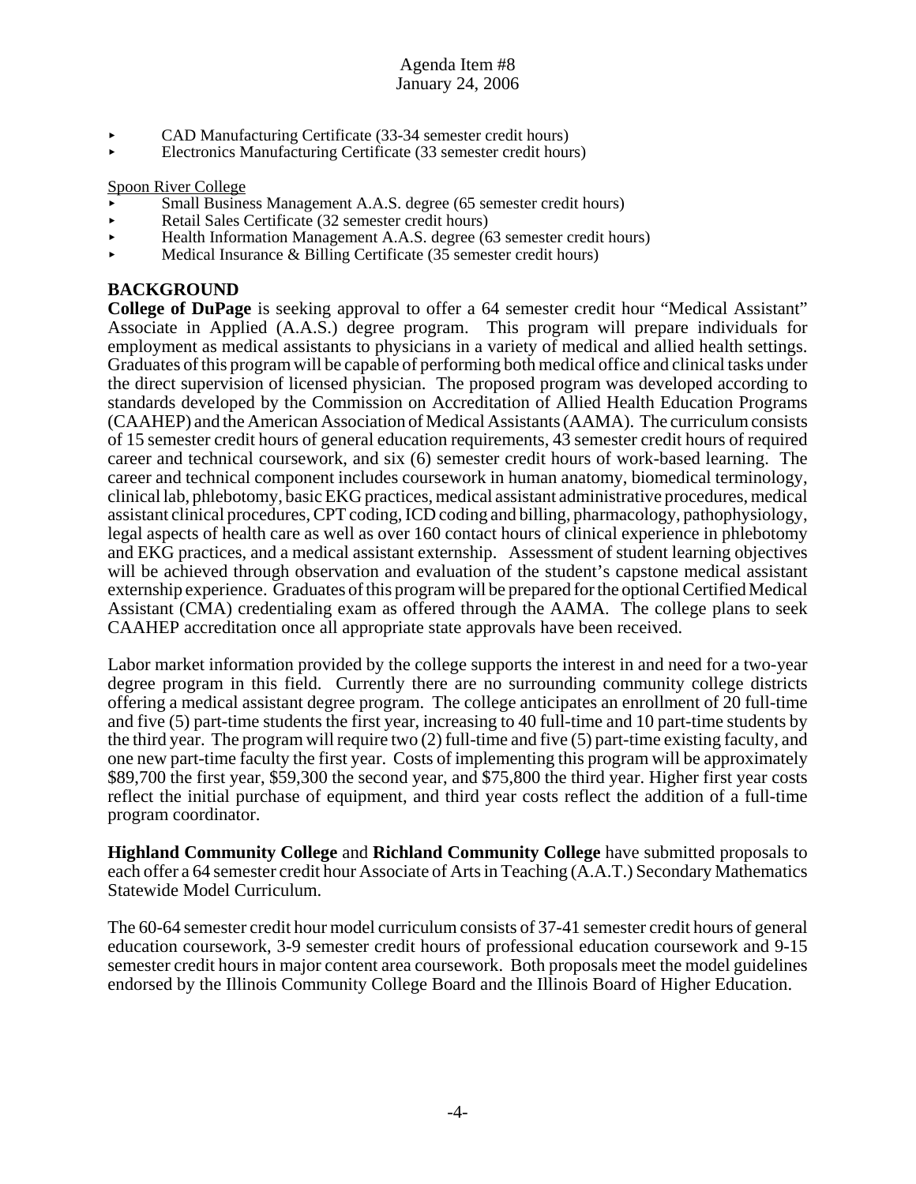- CAD Manufacturing Certificate (33-34 semester credit hours)
- Electronics Manufacturing Certificate (33 semester credit hours)

Spoon River College

- Small Business Management A.A.S. degree (65 semester credit hours)
- Retail Sales Certificate (32 semester credit hours)
- Health Information Management A.A.S. degree (63 semester credit hours)
- Medical Insurance & Billing Certificate (35 semester credit hours)

## BACKGROUND

**College of DuPage** is seeking approval to offer a 64 semester credit hour "Medical Assistant" Associate in Applied (A.A.S.) degree program. This program will prepare individuals for employment as medical assistants to physicians in a variety of medical and allied health settings. Graduates of this program will be capable of performing both medical office and clinical tasks under the direct supervision of licensed physician. The proposed program was developed according to standards developed by the Commission on Accreditation of Allied Health Education Programs (CAAHEP) and the American Association of Medical Assistants (AAMA). The curriculum consists of 15 semester credit hours of general education requirements, 43 semester credit hours of required career and technical coursework, and six (6) semester credit hours of work-based learning. The career and technical component includes coursework in human anatomy, biomedical terminology, clinical lab, phlebotomy, basic EKG practices, medical assistant administrative procedures, medical assistant clinical procedures, CPT coding, ICD coding and billing, pharmacology, pathophysiology, legal aspects of health care as well as over 160 contact hours of clinical experience in phlebotomy and EKG practices, and a medical assistant externship. Assessment of student learning objectives will be achieved through observation and evaluation of the student's capstone medical assistant externship experience. Graduates of this program will be prepared for the optional Certified Medical Assistant (CMA) credentialing exam as offered through the AAMA. The college plans to seek CAAHEP accreditation once all appropriate state approvals have been received.

Labor market information provided by the college supports the interest in and need for a two-year degree program in this field. Currently there are no surrounding community college districts offering a medical assistant degree program. The college anticipates an enrollment of 20 full-time and five (5) part-time students the first year, increasing to 40 full-time and 10 part-time students by the third year. The program will require two (2) full-time and five (5) part-time existing faculty, and one new part-time faculty the first year. Costs of implementing this program will be approximately $89,700 the first year, $59,300 the second year, and $75,800 the third year. Higher first year costs reflect the initial purchase of equipment, and third year costs reflect the addition of a full-time program coordinator.

**Highland Community College** and **Richland Community College** have submitted proposals to each offer a 64 semester credit hour Associate of Arts in Teaching (A.A.T.) Secondary Mathematics Statewide Model Curriculum.

The 60-64 semester credit hour model curriculum consists of 37-41 semester credit hours of general education coursework, 3-9 semester credit hours of professional education coursework and 9-15 semester credit hours in major content area coursework. Both proposals meet the model guidelines endorsed by the Illinois Community College Board and the Illinois Board of Higher Education.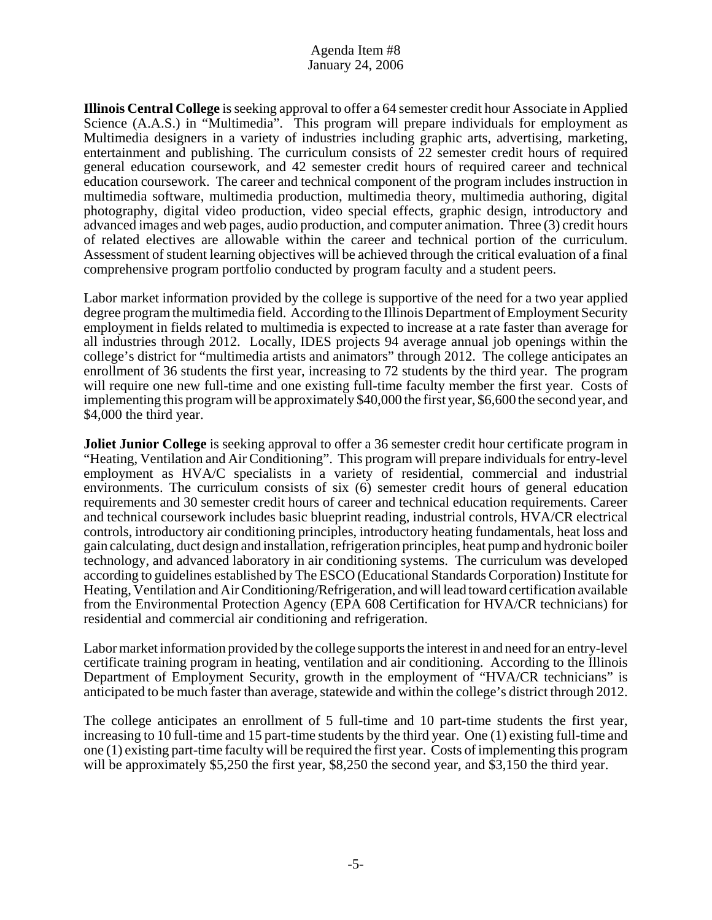**Illinois Central College** is seeking approval to offer a 64 semester credit hour Associate in Applied Science (A.A.S.) in "Multimedia". This program will prepare individuals for employment as Multimedia designers in a variety of industries including graphic arts, advertising, marketing, entertainment and publishing. The curriculum consists of 22 semester credit hours of required general education coursework, and 42 semester credit hours of required career and technical education coursework. The career and technical component of the program includes instruction in multimedia software, multimedia production, multimedia theory, multimedia authoring, digital photography, digital video production, video special effects, graphic design, introductory and advanced images and web pages, audio production, and computer animation. Three (3) credit hours of related electives are allowable within the career and technical portion of the curriculum. Assessment of student learning objectives will be achieved through the critical evaluation of a final comprehensive program portfolio conducted by program faculty and a student peers.

Labor market information provided by the college is supportive of the need for a two year applied degree program the multimedia field. According to the Illinois Department of Employment Security employment in fields related to multimedia is expected to increase at a rate faster than average for all industries through 2012. Locally, IDES projects 94 average annual job openings within the college's district for "multimedia artists and animators" through 2012. The college anticipates an enrollment of 36 students the first year, increasing to 72 students by the third year. The program will require one new full-time and one existing full-time faculty member the first year. Costs of implementing this program will be approximately $40,000 the first year, $6,600 the second year, and $4,000 the third year.

**Joliet Junior College** is seeking approval to offer a 36 semester credit hour certificate program in "Heating, Ventilation and Air Conditioning". This program will prepare individuals for entry-level employment as HVA/C specialists in a variety of residential, commercial and industrial environments. The curriculum consists of six (6) semester credit hours of general education requirements and 30 semester credit hours of career and technical education requirements. Career and technical coursework includes basic blueprint reading, industrial controls, HVA/CR electrical controls, introductory air conditioning principles, introductory heating fundamentals, heat loss and gain calculating, duct design and installation, refrigeration principles, heat pump and hydronic boiler technology, and advanced laboratory in air conditioning systems. The curriculum was developed according to guidelines established by The ESCO (Educational Standards Corporation) Institute for Heating, Ventilation and Air Conditioning/Refrigeration, and will lead toward certification available from the Environmental Protection Agency (EPA 608 Certification for HVA/CR technicians) for residential and commercial air conditioning and refrigeration.

Labor market information provided by the college supports the interest in and need for an entry-level certificate training program in heating, ventilation and air conditioning. According to the Illinois Department of Employment Security, growth in the employment of "HVA/CR technicians" is anticipated to be much faster than average, statewide and within the college's district through 2012.

The college anticipates an enrollment of 5 full-time and 10 part-time students the first year, increasing to 10 full-time and 15 part-time students by the third year. One (1) existing full-time and one (1) existing part-time faculty will be required the first year. Costs of implementing this program will be approximately $5,250 the first year, $8,250 the second year, and $3,150 the third year.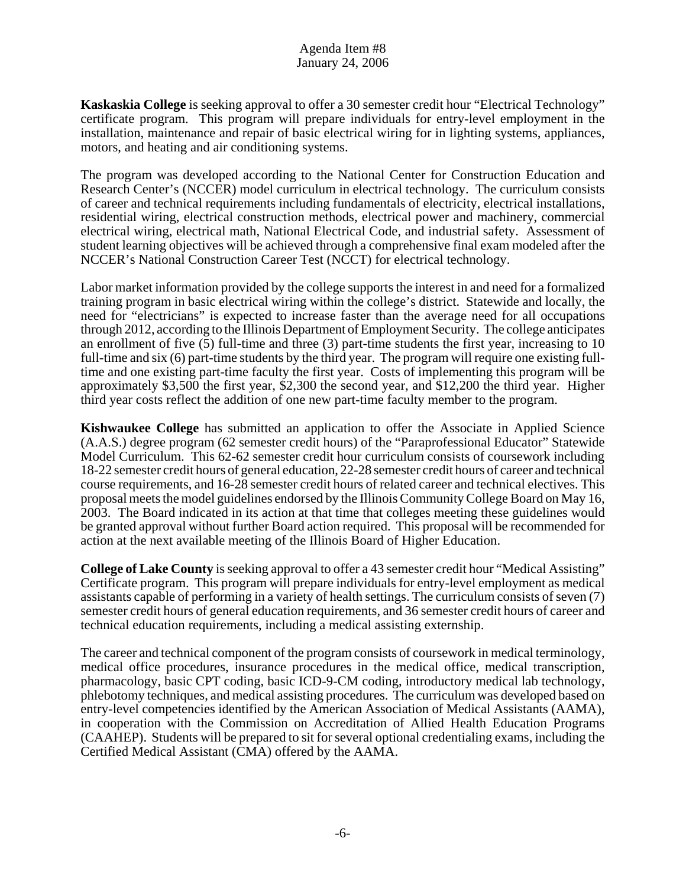Agenda Item #8
January 24, 2006

**Kaskaskia College** is seeking approval to offer a 30 semester credit hour "Electrical Technology" certificate program. This program will prepare individuals for entry-level employment in the installation, maintenance and repair of basic electrical wiring for in lighting systems, appliances, motors, and heating and air conditioning systems.

The program was developed according to the National Center for Construction Education and Research Center's (NCCER) model curriculum in electrical technology. The curriculum consists of career and technical requirements including fundamentals of electricity, electrical installations, residential wiring, electrical construction methods, electrical power and machinery, commercial electrical wiring, electrical math, National Electrical Code, and industrial safety. Assessment of student learning objectives will be achieved through a comprehensive final exam modeled after the NCCER's National Construction Career Test (NCCT) for electrical technology.

Labor market information provided by the college supports the interest in and need for a formalized training program in basic electrical wiring within the college's district. Statewide and locally, the need for "electricians" is expected to increase faster than the average need for all occupations through 2012, according to the Illinois Department of Employment Security. The college anticipates an enrollment of five (5) full-time and three (3) part-time students the first year, increasing to 10 full-time and six (6) part-time students by the third year. The program will require one existing full-time and one existing part-time faculty the first year. Costs of implementing this program will be approximately $3,500 the first year, $2,300 the second year, and $12,200 the third year. Higher third year costs reflect the addition of one new part-time faculty member to the program.

**Kishwaukee College** has submitted an application to offer the Associate in Applied Science (A.A.S.) degree program (62 semester credit hours) of the "Paraprofessional Educator" Statewide Model Curriculum. This 62-62 semester credit hour curriculum consists of coursework including 18-22 semester credit hours of general education, 22-28 semester credit hours of career and technical course requirements, and 16-28 semester credit hours of related career and technical electives. This proposal meets the model guidelines endorsed by the Illinois Community College Board on May 16, 2003. The Board indicated in its action at that time that colleges meeting these guidelines would be granted approval without further Board action required. This proposal will be recommended for action at the next available meeting of the Illinois Board of Higher Education.

**College of Lake County** is seeking approval to offer a 43 semester credit hour "Medical Assisting" Certificate program. This program will prepare individuals for entry-level employment as medical assistants capable of performing in a variety of health settings. The curriculum consists of seven (7) semester credit hours of general education requirements, and 36 semester credit hours of career and technical education requirements, including a medical assisting externship.

The career and technical component of the program consists of coursework in medical terminology, medical office procedures, insurance procedures in the medical office, medical transcription, pharmacology, basic CPT coding, basic ICD-9-CM coding, introductory medical lab technology, phlebotomy techniques, and medical assisting procedures. The curriculum was developed based on entry-level competencies identified by the American Association of Medical Assistants (AAMA), in cooperation with the Commission on Accreditation of Allied Health Education Programs (CAAHEP). Students will be prepared to sit for several optional credentialing exams, including the Certified Medical Assistant (CMA) offered by the AAMA.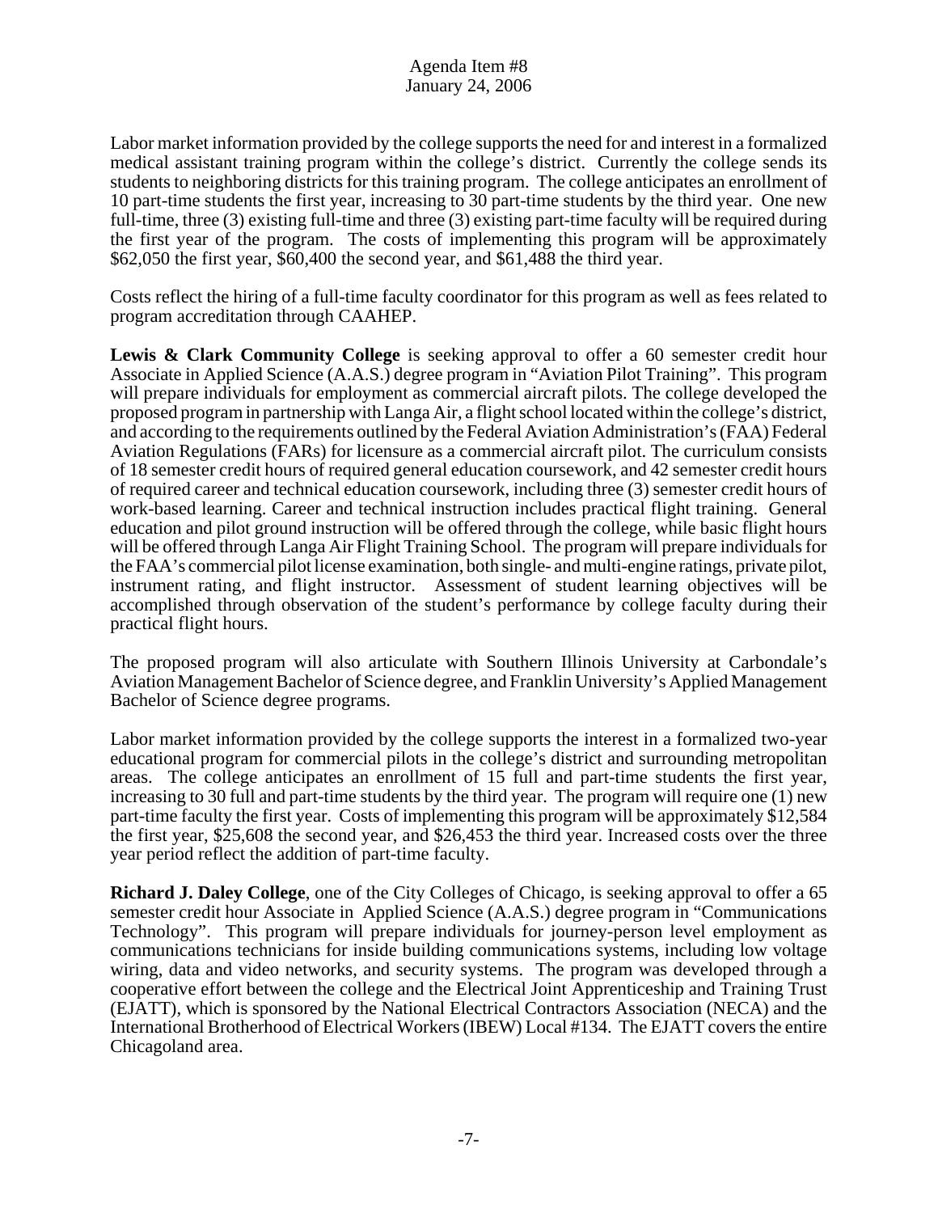Labor market information provided by the college supports the need for and interest in a formalized medical assistant training program within the college's district. Currently the college sends its students to neighboring districts for this training program. The college anticipates an enrollment of 10 part-time students the first year, increasing to 30 part-time students by the third year. One new full-time, three (3) existing full-time and three (3) existing part-time faculty will be required during the first year of the program. The costs of implementing this program will be approximately $62,050 the first year, $60,400 the second year, and $61,488 the third year.

Costs reflect the hiring of a full-time faculty coordinator for this program as well as fees related to program accreditation through CAAHEP.

**Lewis & Clark Community College** is seeking approval to offer a 60 semester credit hour Associate in Applied Science (A.A.S.) degree program in "Aviation Pilot Training". This program will prepare individuals for employment as commercial aircraft pilots. The college developed the proposed program in partnership with Langa Air, a flight school located within the college's district, and according to the requirements outlined by the Federal Aviation Administration's (FAA) Federal Aviation Regulations (FARs) for licensure as a commercial aircraft pilot. The curriculum consists of 18 semester credit hours of required general education coursework, and 42 semester credit hours of required career and technical education coursework, including three (3) semester credit hours of work-based learning. Career and technical instruction includes practical flight training. General education and pilot ground instruction will be offered through the college, while basic flight hours will be offered through Langa Air Flight Training School. The program will prepare individuals for the FAA's commercial pilot license examination, both single- and multi-engine ratings, private pilot, instrument rating, and flight instructor. Assessment of student learning objectives will be accomplished through observation of the student's performance by college faculty during their practical flight hours.

The proposed program will also articulate with Southern Illinois University at Carbondale's Aviation Management Bachelor of Science degree, and Franklin University's Applied Management Bachelor of Science degree programs.

Labor market information provided by the college supports the interest in a formalized two-year educational program for commercial pilots in the college's district and surrounding metropolitan areas. The college anticipates an enrollment of 15 full and part-time students the first year, increasing to 30 full and part-time students by the third year. The program will require one (1) new part-time faculty the first year. Costs of implementing this program will be approximately $12,584 the first year, $25,608 the second year, and $26,453 the third year. Increased costs over the three year period reflect the addition of part-time faculty.

**Richard J. Daley College**, one of the City Colleges of Chicago, is seeking approval to offer a 65 semester credit hour Associate in Applied Science (A.A.S.) degree program in "Communications Technology". This program will prepare individuals for journey-person level employment as communications technicians for inside building communications systems, including low voltage wiring, data and video networks, and security systems. The program was developed through a cooperative effort between the college and the Electrical Joint Apprenticeship and Training Trust (EJATT), which is sponsored by the National Electrical Contractors Association (NECA) and the International Brotherhood of Electrical Workers (IBEW) Local #134. The EJATT covers the entire Chicagoland area.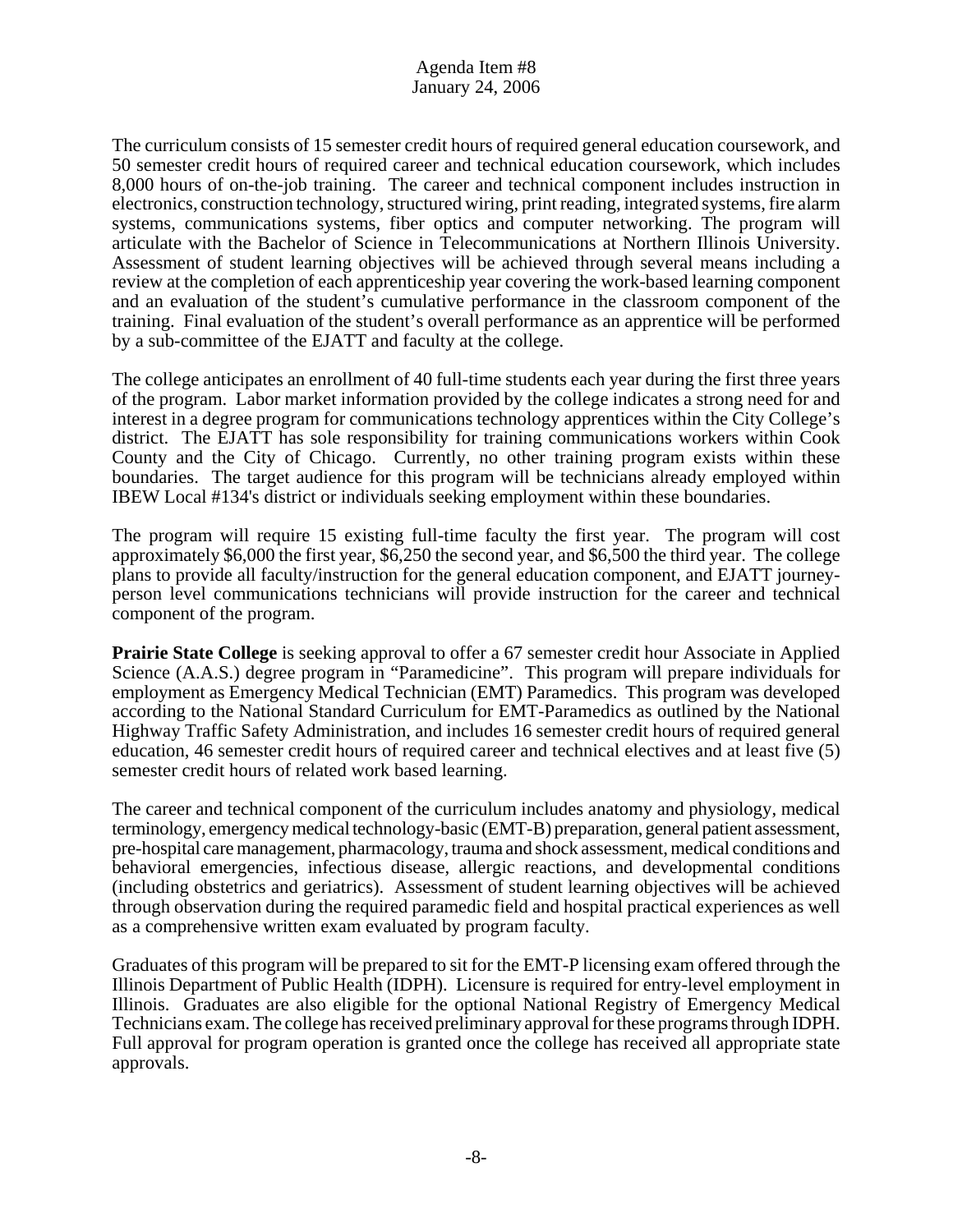The curriculum consists of 15 semester credit hours of required general education coursework, and 50 semester credit hours of required career and technical education coursework, which includes 8,000 hours of on-the-job training. The career and technical component includes instruction in electronics, construction technology, structured wiring, print reading, integrated systems, fire alarm systems, communications systems, fiber optics and computer networking. The program will articulate with the Bachelor of Science in Telecommunications at Northern Illinois University. Assessment of student learning objectives will be achieved through several means including a review at the completion of each apprenticeship year covering the work-based learning component and an evaluation of the student's cumulative performance in the classroom component of the training. Final evaluation of the student's overall performance as an apprentice will be performed by a sub-committee of the EJATT and faculty at the college.

The college anticipates an enrollment of 40 full-time students each year during the first three years of the program. Labor market information provided by the college indicates a strong need for and interest in a degree program for communications technology apprentices within the City College's district. The EJATT has sole responsibility for training communications workers within Cook County and the City of Chicago. Currently, no other training program exists within these boundaries. The target audience for this program will be technicians already employed within IBEW Local #134's district or individuals seeking employment within these boundaries.

The program will require 15 existing full-time faculty the first year. The program will cost approximately $6,000 the first year, $6,250 the second year, and $6,500 the third year. The college plans to provide all faculty/instruction for the general education component, and EJATT journey-person level communications technicians will provide instruction for the career and technical component of the program.

**Prairie State College** is seeking approval to offer a 67 semester credit hour Associate in Applied Science (A.A.S.) degree program in "Paramedicine". This program will prepare individuals for employment as Emergency Medical Technician (EMT) Paramedics. This program was developed according to the National Standard Curriculum for EMT-Paramedics as outlined by the National Highway Traffic Safety Administration, and includes 16 semester credit hours of required general education, 46 semester credit hours of required career and technical electives and at least five (5) semester credit hours of related work based learning.

The career and technical component of the curriculum includes anatomy and physiology, medical terminology, emergency medical technology-basic (EMT-B) preparation, general patient assessment, pre-hospital care management, pharmacology, trauma and shock assessment, medical conditions and behavioral emergencies, infectious disease, allergic reactions, and developmental conditions (including obstetrics and geriatrics). Assessment of student learning objectives will be achieved through observation during the required paramedic field and hospital practical experiences as well as a comprehensive written exam evaluated by program faculty.

Graduates of this program will be prepared to sit for the EMT-P licensing exam offered through the Illinois Department of Public Health (IDPH). Licensure is required for entry-level employment in Illinois. Graduates are also eligible for the optional National Registry of Emergency Medical Technicians exam. The college has received preliminary approval for these programs through IDPH. Full approval for program operation is granted once the college has received all appropriate state approvals.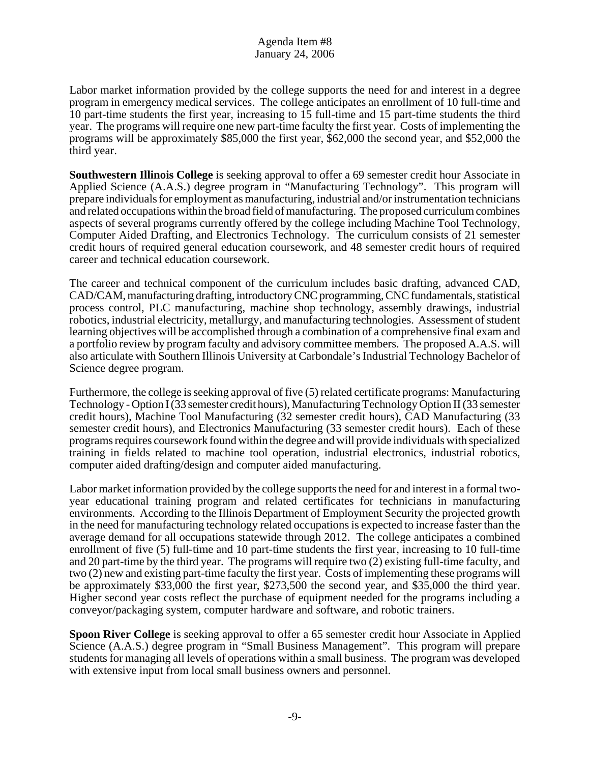Labor market information provided by the college supports the need for and interest in a degree program in emergency medical services. The college anticipates an enrollment of 10 full-time and 10 part-time students the first year, increasing to 15 full-time and 15 part-time students the third year. The programs will require one new part-time faculty the first year. Costs of implementing the programs will be approximately $85,000 the first year, $62,000 the second year, and $52,000 the third year.

**Southwestern Illinois College** is seeking approval to offer a 69 semester credit hour Associate in Applied Science (A.A.S.) degree program in "Manufacturing Technology". This program will prepare individuals for employment as manufacturing, industrial and/or instrumentation technicians and related occupations within the broad field of manufacturing. The proposed curriculum combines aspects of several programs currently offered by the college including Machine Tool Technology, Computer Aided Drafting, and Electronics Technology. The curriculum consists of 21 semester credit hours of required general education coursework, and 48 semester credit hours of required career and technical education coursework.

The career and technical component of the curriculum includes basic drafting, advanced CAD, CAD/CAM, manufacturing drafting, introductory CNC programming, CNC fundamentals, statistical process control, PLC manufacturing, machine shop technology, assembly drawings, industrial robotics, industrial electricity, metallurgy, and manufacturing technologies. Assessment of student learning objectives will be accomplished through a combination of a comprehensive final exam and a portfolio review by program faculty and advisory committee members. The proposed A.A.S. will also articulate with Southern Illinois University at Carbondale's Industrial Technology Bachelor of Science degree program.

Furthermore, the college is seeking approval of five (5) related certificate programs: Manufacturing Technology - Option I (33 semester credit hours), Manufacturing Technology Option II (33 semester credit hours), Machine Tool Manufacturing (32 semester credit hours), CAD Manufacturing (33 semester credit hours), and Electronics Manufacturing (33 semester credit hours). Each of these programs requires coursework found within the degree and will provide individuals with specialized training in fields related to machine tool operation, industrial electronics, industrial robotics, computer aided drafting/design and computer aided manufacturing.

Labor market information provided by the college supports the need for and interest in a formal two-year educational training program and related certificates for technicians in manufacturing environments. According to the Illinois Department of Employment Security the projected growth in the need for manufacturing technology related occupations is expected to increase faster than the average demand for all occupations statewide through 2012. The college anticipates a combined enrollment of five (5) full-time and 10 part-time students the first year, increasing to 10 full-time and 20 part-time by the third year. The programs will require two (2) existing full-time faculty, and two (2) new and existing part-time faculty the first year. Costs of implementing these programs will be approximately $33,000 the first year, $273,500 the second year, and $35,000 the third year. Higher second year costs reflect the purchase of equipment needed for the programs including a conveyor/packaging system, computer hardware and software, and robotic trainers.

**Spoon River College** is seeking approval to offer a 65 semester credit hour Associate in Applied Science (A.A.S.) degree program in "Small Business Management". This program will prepare students for managing all levels of operations within a small business. The program was developed with extensive input from local small business owners and personnel.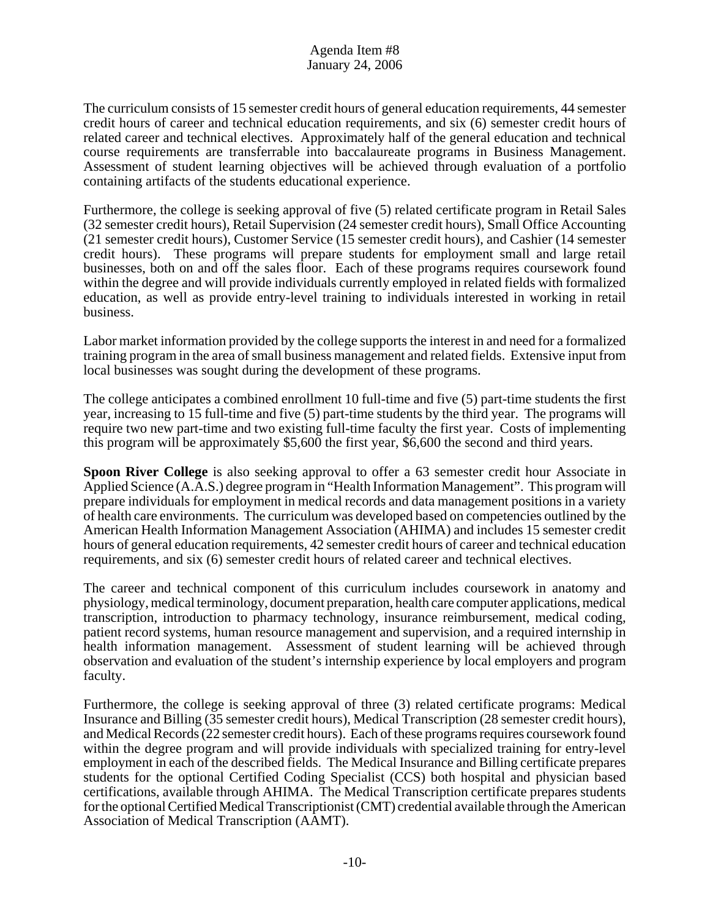The curriculum consists of 15 semester credit hours of general education requirements, 44 semester credit hours of career and technical education requirements, and six (6) semester credit hours of related career and technical electives. Approximately half of the general education and technical course requirements are transferrable into baccalaureate programs in Business Management. Assessment of student learning objectives will be achieved through evaluation of a portfolio containing artifacts of the students educational experience.

Furthermore, the college is seeking approval of five (5) related certificate program in Retail Sales (32 semester credit hours), Retail Supervision (24 semester credit hours), Small Office Accounting (21 semester credit hours), Customer Service (15 semester credit hours), and Cashier (14 semester credit hours). These programs will prepare students for employment small and large retail businesses, both on and off the sales floor. Each of these programs requires coursework found within the degree and will provide individuals currently employed in related fields with formalized education, as well as provide entry-level training to individuals interested in working in retail business.

Labor market information provided by the college supports the interest in and need for a formalized training program in the area of small business management and related fields. Extensive input from local businesses was sought during the development of these programs.

The college anticipates a combined enrollment 10 full-time and five (5) part-time students the first year, increasing to 15 full-time and five (5) part-time students by the third year. The programs will require two new part-time and two existing full-time faculty the first year. Costs of implementing this program will be approximately $5,600 the first year, $6,600 the second and third years.

**Spoon River College** is also seeking approval to offer a 63 semester credit hour Associate in Applied Science (A.A.S.) degree program in "Health Information Management". This program will prepare individuals for employment in medical records and data management positions in a variety of health care environments. The curriculum was developed based on competencies outlined by the American Health Information Management Association (AHIMA) and includes 15 semester credit hours of general education requirements, 42 semester credit hours of career and technical education requirements, and six (6) semester credit hours of related career and technical electives.

The career and technical component of this curriculum includes coursework in anatomy and physiology, medical terminology, document preparation, health care computer applications, medical transcription, introduction to pharmacy technology, insurance reimbursement, medical coding, patient record systems, human resource management and supervision, and a required internship in health information management. Assessment of student learning will be achieved through observation and evaluation of the student's internship experience by local employers and program faculty.

Furthermore, the college is seeking approval of three (3) related certificate programs: Medical Insurance and Billing (35 semester credit hours), Medical Transcription (28 semester credit hours), and Medical Records (22 semester credit hours). Each of these programs requires coursework found within the degree program and will provide individuals with specialized training for entry-level employment in each of the described fields. The Medical Insurance and Billing certificate prepares students for the optional Certified Coding Specialist (CCS) both hospital and physician based certifications, available through AHIMA. The Medical Transcription certificate prepares students for the optional Certified Medical Transcriptionist (CMT) credential available through the American Association of Medical Transcription (AAMT).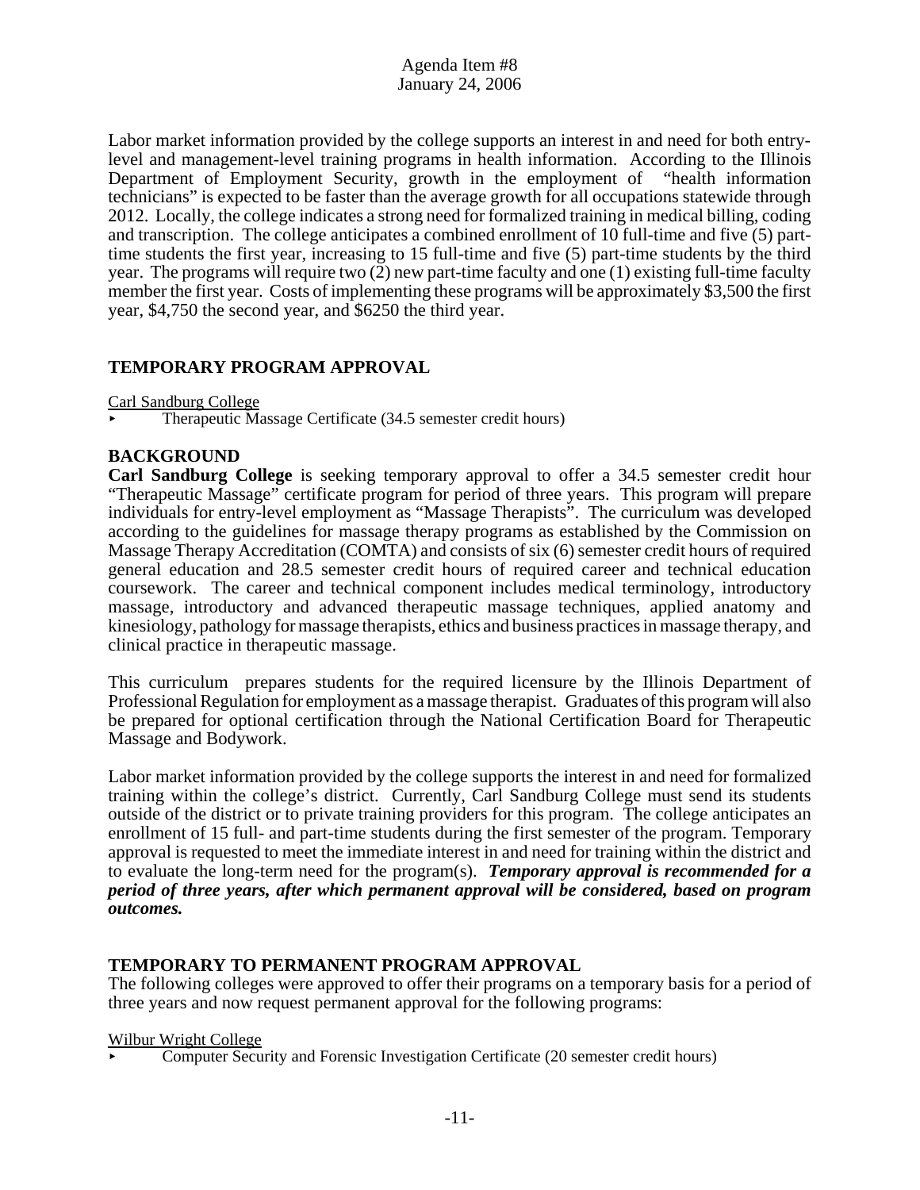Labor market information provided by the college supports an interest in and need for both entry-level and management-level training programs in health information. According to the Illinois Department of Employment Security, growth in the employment of "health information technicians" is expected to be faster than the average growth for all occupations statewide through 2012. Locally, the college indicates a strong need for formalized training in medical billing, coding and transcription. The college anticipates a combined enrollment of 10 full-time and five (5) part-time students the first year, increasing to 15 full-time and five (5) part-time students by the third year. The programs will require two (2) new part-time faculty and one (1) existing full-time faculty member the first year. Costs of implementing these programs will be approximately $3,500 the first year, $4,750 the second year, and $6250 the third year.

## TEMPORARY PROGRAM APPROVAL

Carl Sandburg College

- Therapeutic Massage Certificate (34.5 semester credit hours)

## BACKGROUND

**Carl Sandburg College** is seeking temporary approval to offer a 34.5 semester credit hour "Therapeutic Massage" certificate program for period of three years. This program will prepare individuals for entry-level employment as "Massage Therapists". The curriculum was developed according to the guidelines for massage therapy programs as established by the Commission on Massage Therapy Accreditation (COMTA) and consists of six (6) semester credit hours of required general education and 28.5 semester credit hours of required career and technical education coursework. The career and technical component includes medical terminology, introductory massage, introductory and advanced therapeutic massage techniques, applied anatomy and kinesiology, pathology for massage therapists, ethics and business practices in massage therapy, and clinical practice in therapeutic massage.

This curriculum prepares students for the required licensure by the Illinois Department of Professional Regulation for employment as a massage therapist. Graduates of this program will also be prepared for optional certification through the National Certification Board for Therapeutic Massage and Bodywork.

Labor market information provided by the college supports the interest in and need for formalized training within the college's district. Currently, Carl Sandburg College must send its students outside of the district or to private training providers for this program. The college anticipates an enrollment of 15 full- and part-time students during the first semester of the program. Temporary approval is requested to meet the immediate interest in and need for training within the district and to evaluate the long-term need for the program(s). ***Temporary approval is recommended for a period of three years, after which permanent approval will be considered, based on program outcomes.***

## TEMPORARY TO PERMANENT PROGRAM APPROVAL

The following colleges were approved to offer their programs on a temporary basis for a period of three years and now request permanent approval for the following programs:

Wilbur Wright College

- Computer Security and Forensic Investigation Certificate (20 semester credit hours)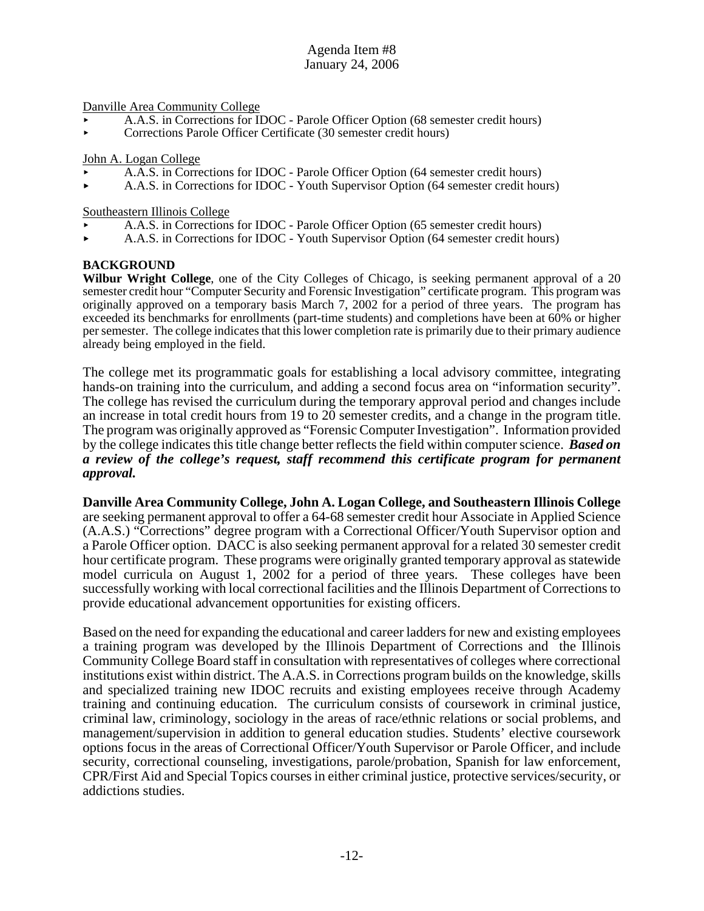Danville Area Community College

- A.A.S. in Corrections for IDOC - Parole Officer Option (68 semester credit hours)
- Corrections Parole Officer Certificate (30 semester credit hours)

John A. Logan College

- A.A.S. in Corrections for IDOC - Parole Officer Option (64 semester credit hours)
- A.A.S. in Corrections for IDOC - Youth Supervisor Option (64 semester credit hours)

Southeastern Illinois College

- A.A.S. in Corrections for IDOC - Parole Officer Option (65 semester credit hours)
- A.A.S. in Corrections for IDOC - Youth Supervisor Option (64 semester credit hours)

**BACKGROUND**

**Wilbur Wright College**, one of the City Colleges of Chicago, is seeking permanent approval of a 20 semester credit hour "Computer Security and Forensic Investigation" certificate program. This program was originally approved on a temporary basis March 7, 2002 for a period of three years. The program has exceeded its benchmarks for enrollments (part-time students) and completions have been at 60% or higher per semester. The college indicates that this lower completion rate is primarily due to their primary audience already being employed in the field.

The college met its programmatic goals for establishing a local advisory committee, integrating hands-on training into the curriculum, and adding a second focus area on "information security". The college has revised the curriculum during the temporary approval period and changes include an increase in total credit hours from 19 to 20 semester credits, and a change in the program title. The program was originally approved as "Forensic Computer Investigation". Information provided by the college indicates this title change better reflects the field within computer science. ***Based on a review of the college's request, staff recommend this certificate program for permanent approval.***

**Danville Area Community College, John A. Logan College, and Southeastern Illinois College** are seeking permanent approval to offer a 64-68 semester credit hour Associate in Applied Science (A.A.S.) "Corrections" degree program with a Correctional Officer/Youth Supervisor option and a Parole Officer option. DACC is also seeking permanent approval for a related 30 semester credit hour certificate program. These programs were originally granted temporary approval as statewide model curricula on August 1, 2002 for a period of three years. These colleges have been successfully working with local correctional facilities and the Illinois Department of Corrections to provide educational advancement opportunities for existing officers.

Based on the need for expanding the educational and career ladders for new and existing employees a training program was developed by the Illinois Department of Corrections and the Illinois Community College Board staff in consultation with representatives of colleges where correctional institutions exist within district. The A.A.S. in Corrections program builds on the knowledge, skills and specialized training new IDOC recruits and existing employees receive through Academy training and continuing education. The curriculum consists of coursework in criminal justice, criminal law, criminology, sociology in the areas of race/ethnic relations or social problems, and management/supervision in addition to general education studies. Students' elective coursework options focus in the areas of Correctional Officer/Youth Supervisor or Parole Officer, and include security, correctional counseling, investigations, parole/probation, Spanish for law enforcement, CPR/First Aid and Special Topics courses in either criminal justice, protective services/security, or addictions studies.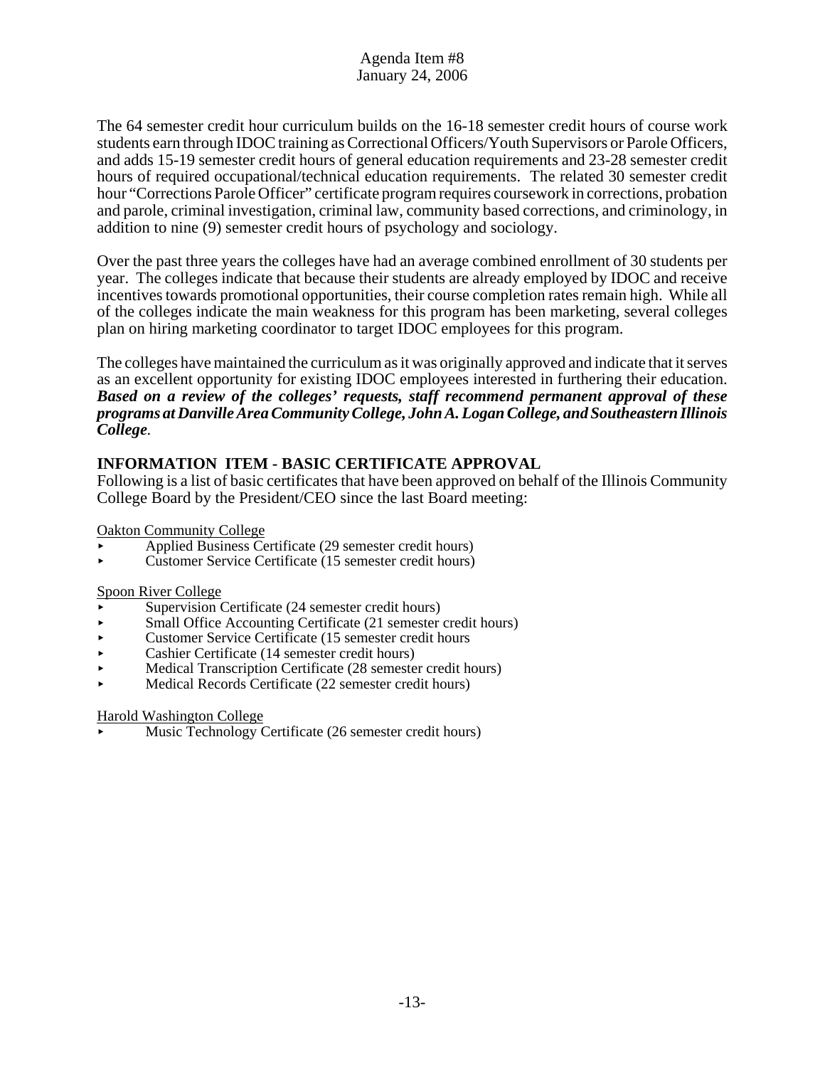The 64 semester credit hour curriculum builds on the 16-18 semester credit hours of course work students earn through IDOC training as Correctional Officers/Youth Supervisors or Parole Officers, and adds 15-19 semester credit hours of general education requirements and 23-28 semester credit hours of required occupational/technical education requirements. The related 30 semester credit hour "Corrections Parole Officer" certificate program requires coursework in corrections, probation and parole, criminal investigation, criminal law, community based corrections, and criminology, in addition to nine (9) semester credit hours of psychology and sociology.

Over the past three years the colleges have had an average combined enrollment of 30 students per year. The colleges indicate that because their students are already employed by IDOC and receive incentives towards promotional opportunities, their course completion rates remain high. While all of the colleges indicate the main weakness for this program has been marketing, several colleges plan on hiring marketing coordinator to target IDOC employees for this program.

The colleges have maintained the curriculum as it was originally approved and indicate that it serves as an excellent opportunity for existing IDOC employees interested in furthering their education. ***Based on a review of the colleges' requests, staff recommend permanent approval of these programs at Danville Area Community College, John A. Logan College, and Southeastern Illinois College***.

## INFORMATION ITEM - BASIC CERTIFICATE APPROVAL

Following is a list of basic certificates that have been approved on behalf of the Illinois Community College Board by the President/CEO since the last Board meeting:

Oakton Community College
- Applied Business Certificate (29 semester credit hours)
- Customer Service Certificate (15 semester credit hours)

Spoon River College
- Supervision Certificate (24 semester credit hours)
- Small Office Accounting Certificate (21 semester credit hours)
- Customer Service Certificate (15 semester credit hours
- Cashier Certificate (14 semester credit hours)
- Medical Transcription Certificate (28 semester credit hours)
- Medical Records Certificate (22 semester credit hours)

Harold Washington College
- Music Technology Certificate (26 semester credit hours)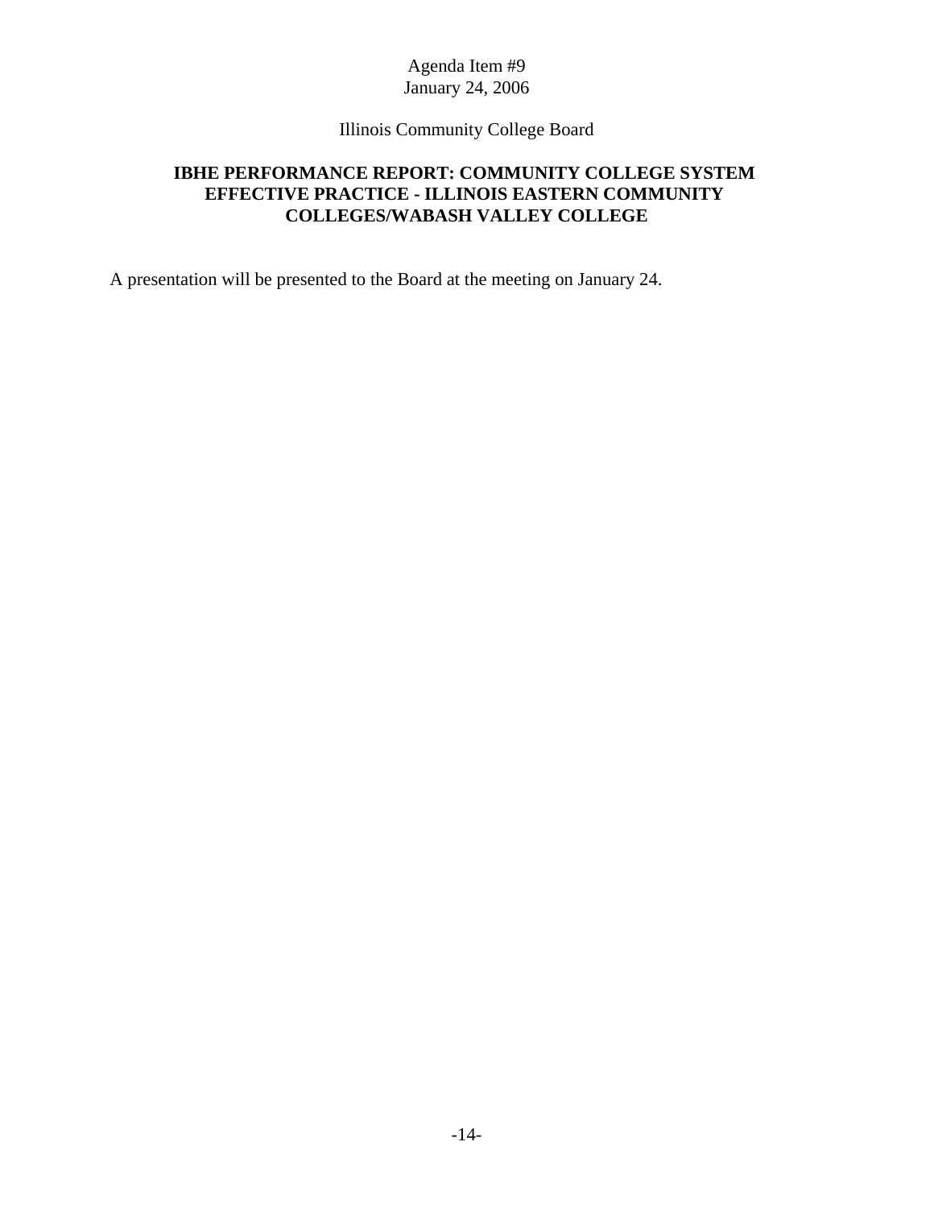Agenda Item #9
January 24, 2006

Illinois Community College Board

## IBHE PERFORMANCE REPORT: COMMUNITY COLLEGE SYSTEM EFFECTIVE PRACTICE - ILLINOIS EASTERN COMMUNITY COLLEGES/WABASH VALLEY COLLEGE

A presentation will be presented to the Board at the meeting on January 24.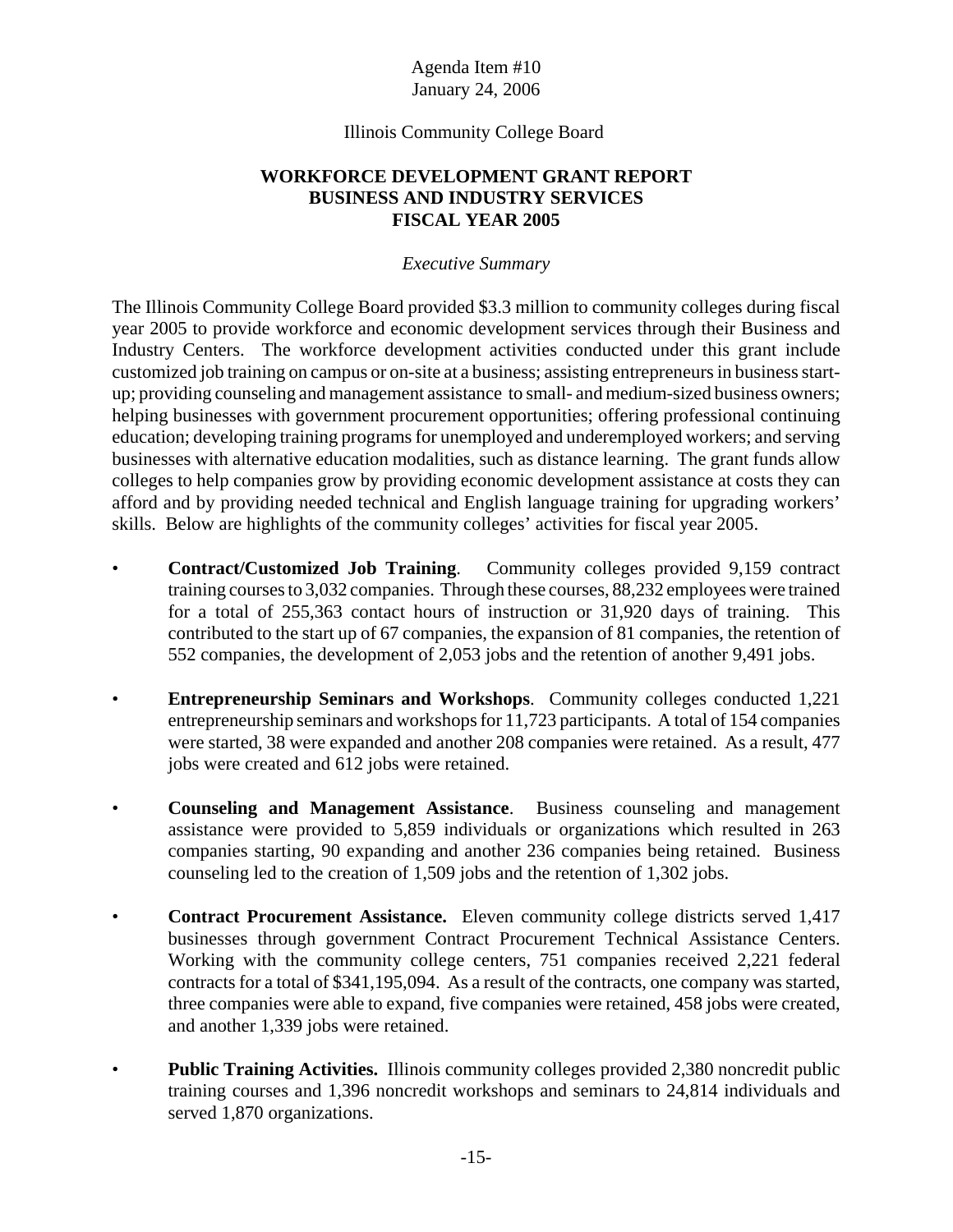Agenda Item #10
January 24, 2006

Illinois Community College Board

**WORKFORCE DEVELOPMENT GRANT REPORT**
**BUSINESS AND INDUSTRY SERVICES**
**FISCAL YEAR 2005**

*Executive Summary*

The Illinois Community College Board provided $3.3 million to community colleges during fiscal year 2005 to provide workforce and economic development services through their Business and Industry Centers. The workforce development activities conducted under this grant include customized job training on campus or on-site at a business; assisting entrepreneurs in business start-up; providing counseling and management assistance to small- and medium-sized business owners; helping businesses with government procurement opportunities; offering professional continuing education; developing training programs for unemployed and underemployed workers; and serving businesses with alternative education modalities, such as distance learning. The grant funds allow colleges to help companies grow by providing economic development assistance at costs they can afford and by providing needed technical and English language training for upgrading workers' skills. Below are highlights of the community colleges' activities for fiscal year 2005.

- **Contract/Customized Job Training**. Community colleges provided 9,159 contract training courses to 3,032 companies. Through these courses, 88,232 employees were trained for a total of 255,363 contact hours of instruction or 31,920 days of training. This contributed to the start up of 67 companies, the expansion of 81 companies, the retention of 552 companies, the development of 2,053 jobs and the retention of another 9,491 jobs.

- **Entrepreneurship Seminars and Workshops**. Community colleges conducted 1,221 entrepreneurship seminars and workshops for 11,723 participants. A total of 154 companies were started, 38 were expanded and another 208 companies were retained. As a result, 477 jobs were created and 612 jobs were retained.

- **Counseling and Management Assistance**. Business counseling and management assistance were provided to 5,859 individuals or organizations which resulted in 263 companies starting, 90 expanding and another 236 companies being retained. Business counseling led to the creation of 1,509 jobs and the retention of 1,302 jobs.

- **Contract Procurement Assistance.** Eleven community college districts served 1,417 businesses through government Contract Procurement Technical Assistance Centers. Working with the community college centers, 751 companies received 2,221 federal contracts for a total of $341,195,094. As a result of the contracts, one company was started, three companies were able to expand, five companies were retained, 458 jobs were created, and another 1,339 jobs were retained.

- **Public Training Activities.** Illinois community colleges provided 2,380 noncredit public training courses and 1,396 noncredit workshops and seminars to 24,814 individuals and served 1,870 organizations.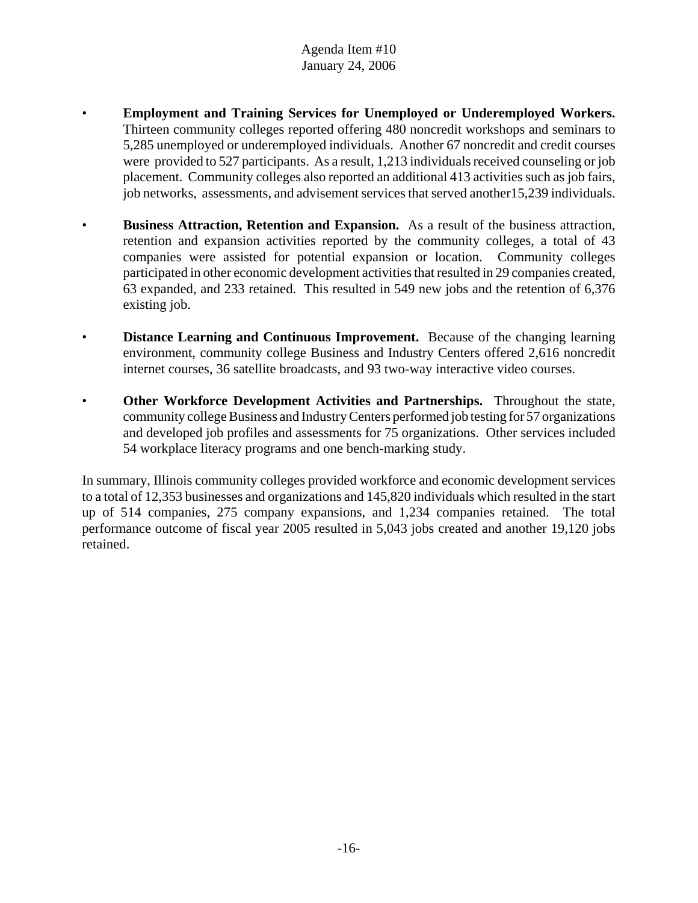- **Employment and Training Services for Unemployed or Underemployed Workers.** Thirteen community colleges reported offering 480 noncredit workshops and seminars to 5,285 unemployed or underemployed individuals. Another 67 noncredit and credit courses were provided to 527 participants. As a result, 1,213 individuals received counseling or job placement. Community colleges also reported an additional 413 activities such as job fairs, job networks, assessments, and advisement services that served another15,239 individuals.

- **Business Attraction, Retention and Expansion.** As a result of the business attraction, retention and expansion activities reported by the community colleges, a total of 43 companies were assisted for potential expansion or location. Community colleges participated in other economic development activities that resulted in 29 companies created, 63 expanded, and 233 retained. This resulted in 549 new jobs and the retention of 6,376 existing job.

- **Distance Learning and Continuous Improvement.** Because of the changing learning environment, community college Business and Industry Centers offered 2,616 noncredit internet courses, 36 satellite broadcasts, and 93 two-way interactive video courses.

- **Other Workforce Development Activities and Partnerships.** Throughout the state, community college Business and Industry Centers performed job testing for 57 organizations and developed job profiles and assessments for 75 organizations. Other services included 54 workplace literacy programs and one bench-marking study.

In summary, Illinois community colleges provided workforce and economic development services to a total of 12,353 businesses and organizations and 145,820 individuals which resulted in the start up of 514 companies, 275 company expansions, and 1,234 companies retained. The total performance outcome of fiscal year 2005 resulted in 5,043 jobs created and another 19,120 jobs retained.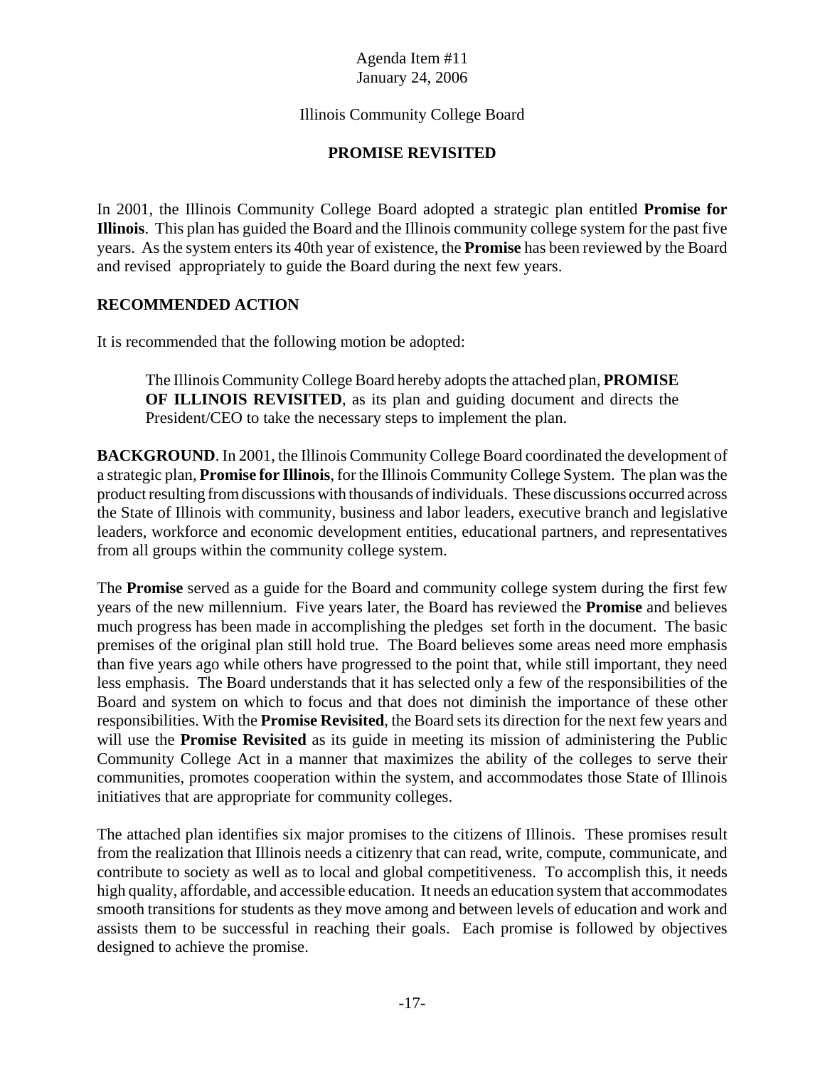Agenda Item #11
January 24, 2006

Illinois Community College Board

# PROMISE REVISITED

In 2001, the Illinois Community College Board adopted a strategic plan entitled **Promise for Illinois**. This plan has guided the Board and the Illinois community college system for the past five years. As the system enters its 40th year of existence, the **Promise** has been reviewed by the Board and revised appropriately to guide the Board during the next few years.

## RECOMMENDED ACTION

It is recommended that the following motion be adopted:

> The Illinois Community College Board hereby adopts the attached plan, **PROMISE OF ILLINOIS REVISITED**, as its plan and guiding document and directs the President/CEO to take the necessary steps to implement the plan.

**BACKGROUND**. In 2001, the Illinois Community College Board coordinated the development of a strategic plan, **Promise for Illinois**, for the Illinois Community College System. The plan was the product resulting from discussions with thousands of individuals. These discussions occurred across the State of Illinois with community, business and labor leaders, executive branch and legislative leaders, workforce and economic development entities, educational partners, and representatives from all groups within the community college system.

The **Promise** served as a guide for the Board and community college system during the first few years of the new millennium. Five years later, the Board has reviewed the **Promise** and believes much progress has been made in accomplishing the pledges set forth in the document. The basic premises of the original plan still hold true. The Board believes some areas need more emphasis than five years ago while others have progressed to the point that, while still important, they need less emphasis. The Board understands that it has selected only a few of the responsibilities of the Board and system on which to focus and that does not diminish the importance of these other responsibilities. With the **Promise Revisited**, the Board sets its direction for the next few years and will use the **Promise Revisited** as its guide in meeting its mission of administering the Public Community College Act in a manner that maximizes the ability of the colleges to serve their communities, promotes cooperation within the system, and accommodates those State of Illinois initiatives that are appropriate for community colleges.

The attached plan identifies six major promises to the citizens of Illinois. These promises result from the realization that Illinois needs a citizenry that can read, write, compute, communicate, and contribute to society as well as to local and global competitiveness. To accomplish this, it needs high quality, affordable, and accessible education. It needs an education system that accommodates smooth transitions for students as they move among and between levels of education and work and assists them to be successful in reaching their goals. Each promise is followed by objectives designed to achieve the promise.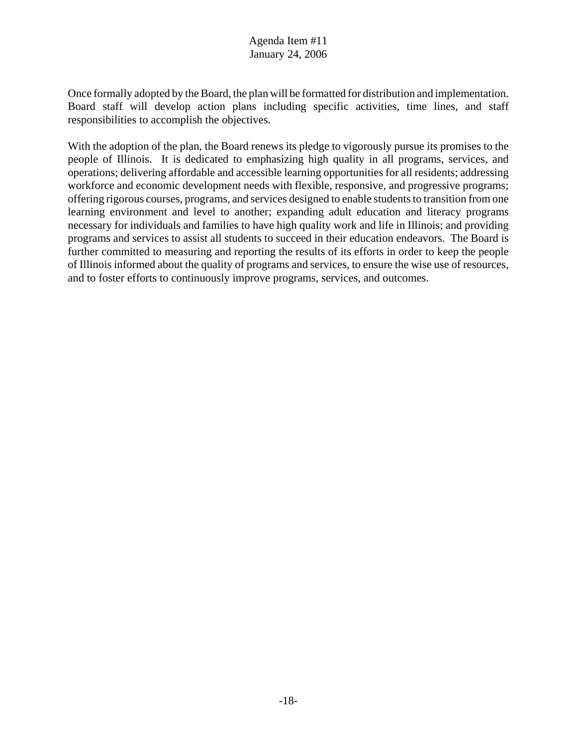Once formally adopted by the Board, the plan will be formatted for distribution and implementation. Board staff will develop action plans including specific activities, time lines, and staff responsibilities to accomplish the objectives.

With the adoption of the plan, the Board renews its pledge to vigorously pursue its promises to the people of Illinois. It is dedicated to emphasizing high quality in all programs, services, and operations; delivering affordable and accessible learning opportunities for all residents; addressing workforce and economic development needs with flexible, responsive, and progressive programs; offering rigorous courses, programs, and services designed to enable students to transition from one learning environment and level to another; expanding adult education and literacy programs necessary for individuals and families to have high quality work and life in Illinois; and providing programs and services to assist all students to succeed in their education endeavors. The Board is further committed to measuring and reporting the results of its efforts in order to keep the people of Illinois informed about the quality of programs and services, to ensure the wise use of resources, and to foster efforts to continuously improve programs, services, and outcomes.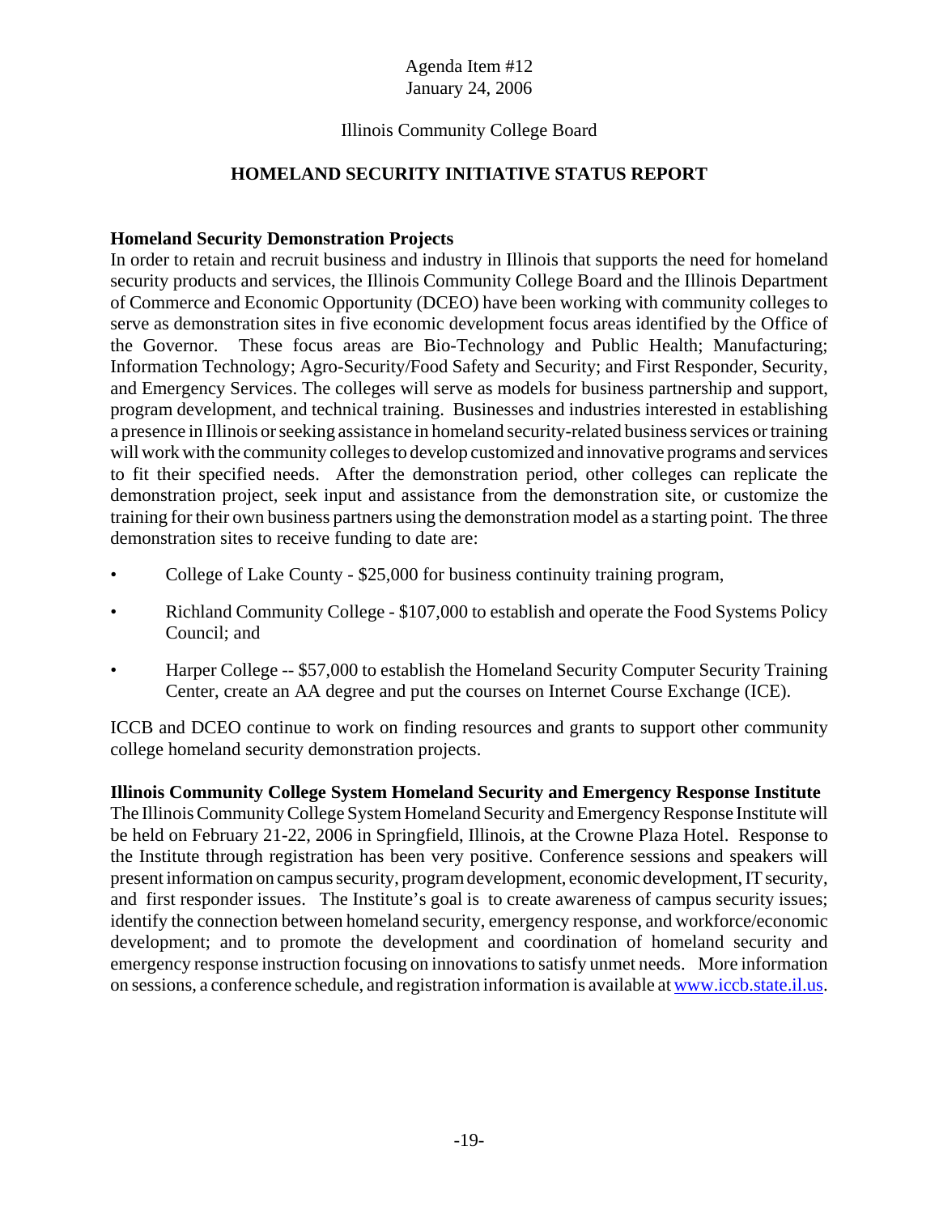Agenda Item #12
January 24, 2006

Illinois Community College Board

## HOMELAND SECURITY INITIATIVE STATUS REPORT

**Homeland Security Demonstration Projects**

In order to retain and recruit business and industry in Illinois that supports the need for homeland security products and services, the Illinois Community College Board and the Illinois Department of Commerce and Economic Opportunity (DCEO) have been working with community colleges to serve as demonstration sites in five economic development focus areas identified by the Office of the Governor. These focus areas are Bio-Technology and Public Health; Manufacturing; Information Technology; Agro-Security/Food Safety and Security; and First Responder, Security, and Emergency Services. The colleges will serve as models for business partnership and support, program development, and technical training. Businesses and industries interested in establishing a presence in Illinois or seeking assistance in homeland security-related business services or training will work with the community colleges to develop customized and innovative programs and services to fit their specified needs. After the demonstration period, other colleges can replicate the demonstration project, seek input and assistance from the demonstration site, or customize the training for their own business partners using the demonstration model as a starting point. The three demonstration sites to receive funding to date are:

- College of Lake County - $25,000 for business continuity training program,
- Richland Community College - $107,000 to establish and operate the Food Systems Policy Council; and
- Harper College -- $57,000 to establish the Homeland Security Computer Security Training Center, create an AA degree and put the courses on Internet Course Exchange (ICE).

ICCB and DCEO continue to work on finding resources and grants to support other community college homeland security demonstration projects.

**Illinois Community College System Homeland Security and Emergency Response Institute**

The Illinois Community College System Homeland Security and Emergency Response Institute will be held on February 21-22, 2006 in Springfield, Illinois, at the Crowne Plaza Hotel. Response to the Institute through registration has been very positive. Conference sessions and speakers will present information on campus security, program development, economic development, IT security, and first responder issues. The Institute's goal is to create awareness of campus security issues; identify the connection between homeland security, emergency response, and workforce/economic development; and to promote the development and coordination of homeland security and emergency response instruction focusing on innovations to satisfy unmet needs. More information on sessions, a conference schedule, and registration information is available at www.iccb.state.il.us.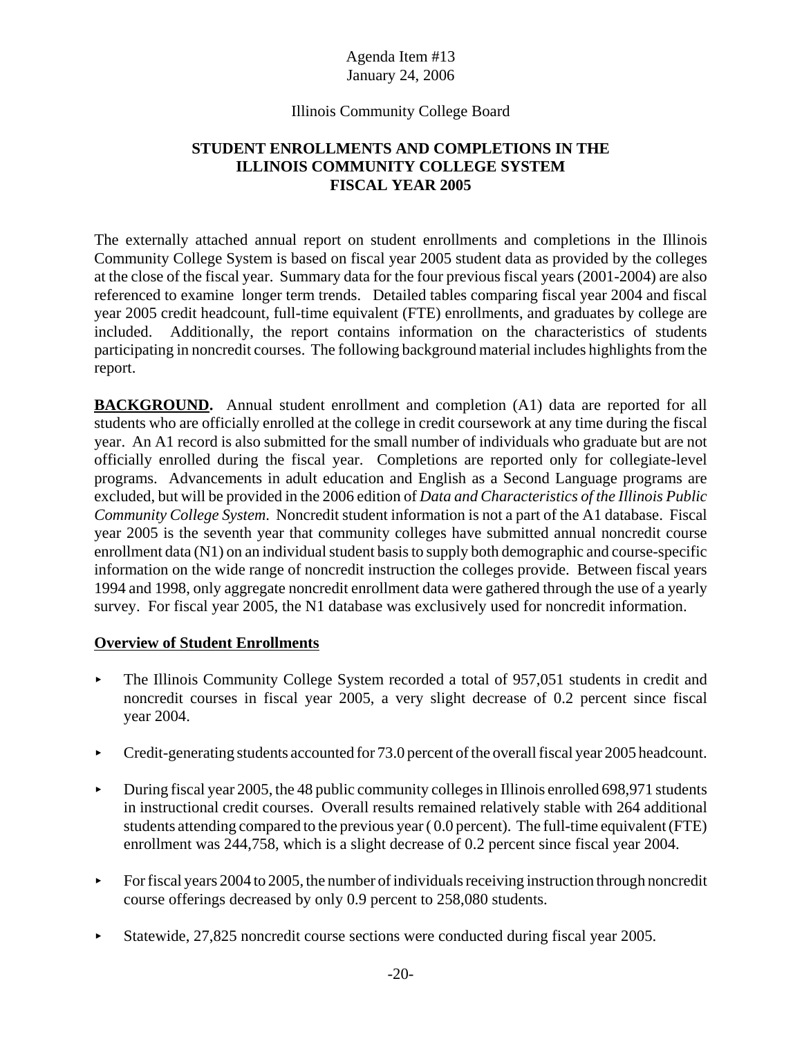Agenda Item #13
January 24, 2006

Illinois Community College Board

**STUDENT ENROLLMENTS AND COMPLETIONS IN THE ILLINOIS COMMUNITY COLLEGE SYSTEM FISCAL YEAR 2005**

The externally attached annual report on student enrollments and completions in the Illinois Community College System is based on fiscal year 2005 student data as provided by the colleges at the close of the fiscal year. Summary data for the four previous fiscal years (2001-2004) are also referenced to examine longer term trends. Detailed tables comparing fiscal year 2004 and fiscal year 2005 credit headcount, full-time equivalent (FTE) enrollments, and graduates by college are included. Additionally, the report contains information on the characteristics of students participating in noncredit courses. The following background material includes highlights from the report.

**BACKGROUND.** Annual student enrollment and completion (A1) data are reported for all students who are officially enrolled at the college in credit coursework at any time during the fiscal year. An A1 record is also submitted for the small number of individuals who graduate but are not officially enrolled during the fiscal year. Completions are reported only for collegiate-level programs. Advancements in adult education and English as a Second Language programs are excluded, but will be provided in the 2006 edition of *Data and Characteristics of the Illinois Public Community College System*. Noncredit student information is not a part of the A1 database. Fiscal year 2005 is the seventh year that community colleges have submitted annual noncredit course enrollment data (N1) on an individual student basis to supply both demographic and course-specific information on the wide range of noncredit instruction the colleges provide. Between fiscal years 1994 and 1998, only aggregate noncredit enrollment data were gathered through the use of a yearly survey. For fiscal year 2005, the N1 database was exclusively used for noncredit information.

**Overview of Student Enrollments**

- The Illinois Community College System recorded a total of 957,051 students in credit and noncredit courses in fiscal year 2005, a very slight decrease of 0.2 percent since fiscal year 2004.
- Credit-generating students accounted for 73.0 percent of the overall fiscal year 2005 headcount.
- During fiscal year 2005, the 48 public community colleges in Illinois enrolled 698,971 students in instructional credit courses. Overall results remained relatively stable with 264 additional students attending compared to the previous year ( 0.0 percent). The full-time equivalent (FTE) enrollment was 244,758, which is a slight decrease of 0.2 percent since fiscal year 2004.
- For fiscal years 2004 to 2005, the number of individuals receiving instruction through noncredit course offerings decreased by only 0.9 percent to 258,080 students.
- Statewide, 27,825 noncredit course sections were conducted during fiscal year 2005.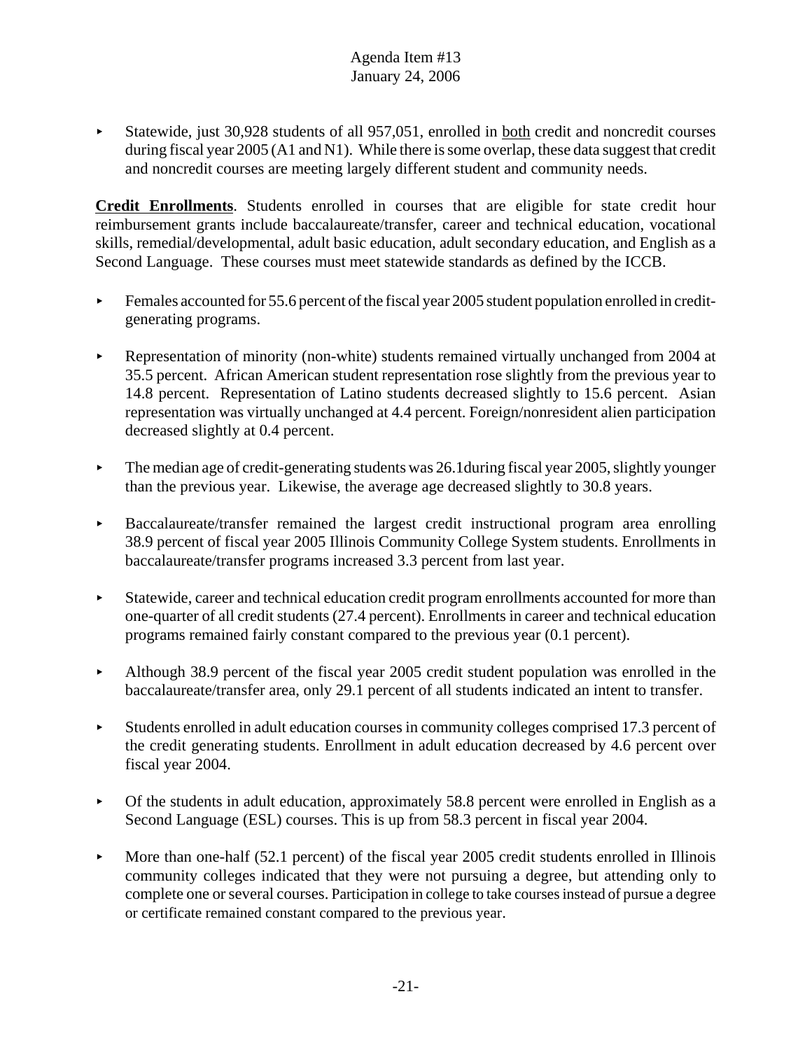- Statewide, just 30,928 students of all 957,051, enrolled in <u>both</u> credit and noncredit courses during fiscal year 2005 (A1 and N1). While there is some overlap, these data suggest that credit and noncredit courses are meeting largely different student and community needs.

**<u>Credit Enrollments</u>**. Students enrolled in courses that are eligible for state credit hour reimbursement grants include baccalaureate/transfer, career and technical education, vocational skills, remedial/developmental, adult basic education, adult secondary education, and English as a Second Language. These courses must meet statewide standards as defined by the ICCB.

- Females accounted for 55.6 percent of the fiscal year 2005 student population enrolled in credit-generating programs.

- Representation of minority (non-white) students remained virtually unchanged from 2004 at 35.5 percent. African American student representation rose slightly from the previous year to 14.8 percent. Representation of Latino students decreased slightly to 15.6 percent. Asian representation was virtually unchanged at 4.4 percent. Foreign/nonresident alien participation decreased slightly at 0.4 percent.

- The median age of credit-generating students was 26.1during fiscal year 2005, slightly younger than the previous year. Likewise, the average age decreased slightly to 30.8 years.

- Baccalaureate/transfer remained the largest credit instructional program area enrolling 38.9 percent of fiscal year 2005 Illinois Community College System students. Enrollments in baccalaureate/transfer programs increased 3.3 percent from last year.

- Statewide, career and technical education credit program enrollments accounted for more than one-quarter of all credit students (27.4 percent). Enrollments in career and technical education programs remained fairly constant compared to the previous year (0.1 percent).

- Although 38.9 percent of the fiscal year 2005 credit student population was enrolled in the baccalaureate/transfer area, only 29.1 percent of all students indicated an intent to transfer.

- Students enrolled in adult education courses in community colleges comprised 17.3 percent of the credit generating students. Enrollment in adult education decreased by 4.6 percent over fiscal year 2004.

- Of the students in adult education, approximately 58.8 percent were enrolled in English as a Second Language (ESL) courses. This is up from 58.3 percent in fiscal year 2004.

- More than one-half (52.1 percent) of the fiscal year 2005 credit students enrolled in Illinois community colleges indicated that they were not pursuing a degree, but attending only to complete one or several courses. Participation in college to take courses instead of pursue a degree or certificate remained constant compared to the previous year.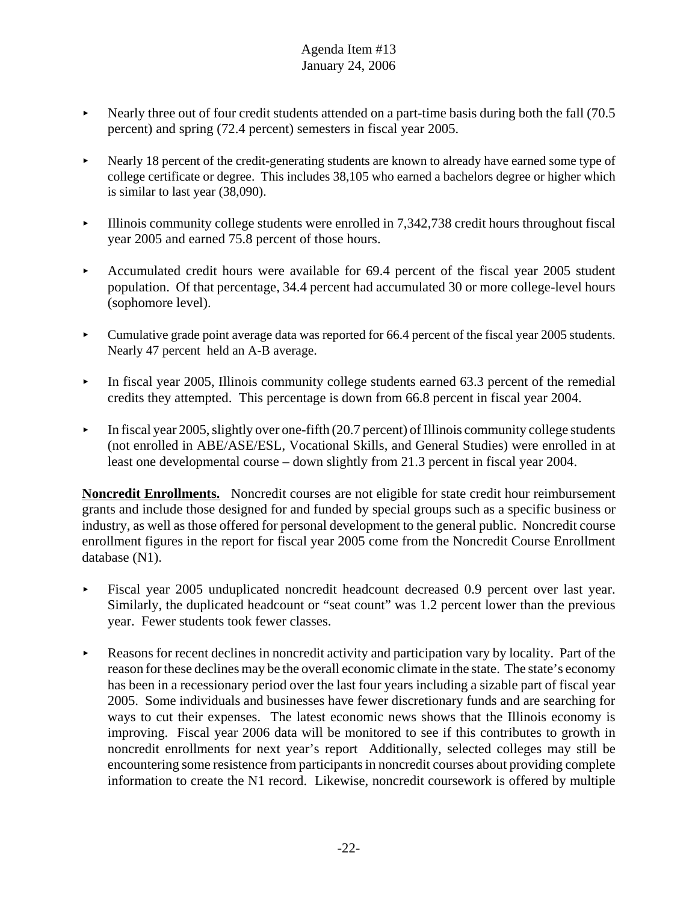- Nearly three out of four credit students attended on a part-time basis during both the fall (70.5 percent) and spring (72.4 percent) semesters in fiscal year 2005.
- Nearly 18 percent of the credit-generating students are known to already have earned some type of college certificate or degree. This includes 38,105 who earned a bachelors degree or higher which is similar to last year (38,090).
- Illinois community college students were enrolled in 7,342,738 credit hours throughout fiscal year 2005 and earned 75.8 percent of those hours.
- Accumulated credit hours were available for 69.4 percent of the fiscal year 2005 student population. Of that percentage, 34.4 percent had accumulated 30 or more college-level hours (sophomore level).
- Cumulative grade point average data was reported for 66.4 percent of the fiscal year 2005 students. Nearly 47 percent held an A-B average.
- In fiscal year 2005, Illinois community college students earned 63.3 percent of the remedial credits they attempted. This percentage is down from 66.8 percent in fiscal year 2004.
- In fiscal year 2005, slightly over one-fifth (20.7 percent) of Illinois community college students (not enrolled in ABE/ASE/ESL, Vocational Skills, and General Studies) were enrolled in at least one developmental course – down slightly from 21.3 percent in fiscal year 2004.

**Noncredit Enrollments.** Noncredit courses are not eligible for state credit hour reimbursement grants and include those designed for and funded by special groups such as a specific business or industry, as well as those offered for personal development to the general public. Noncredit course enrollment figures in the report for fiscal year 2005 come from the Noncredit Course Enrollment database (N1).

- Fiscal year 2005 unduplicated noncredit headcount decreased 0.9 percent over last year. Similarly, the duplicated headcount or "seat count" was 1.2 percent lower than the previous year. Fewer students took fewer classes.
- Reasons for recent declines in noncredit activity and participation vary by locality. Part of the reason for these declines may be the overall economic climate in the state. The state's economy has been in a recessionary period over the last four years including a sizable part of fiscal year 2005. Some individuals and businesses have fewer discretionary funds and are searching for ways to cut their expenses. The latest economic news shows that the Illinois economy is improving. Fiscal year 2006 data will be monitored to see if this contributes to growth in noncredit enrollments for next year's report Additionally, selected colleges may still be encountering some resistence from participants in noncredit courses about providing complete information to create the N1 record. Likewise, noncredit coursework is offered by multiple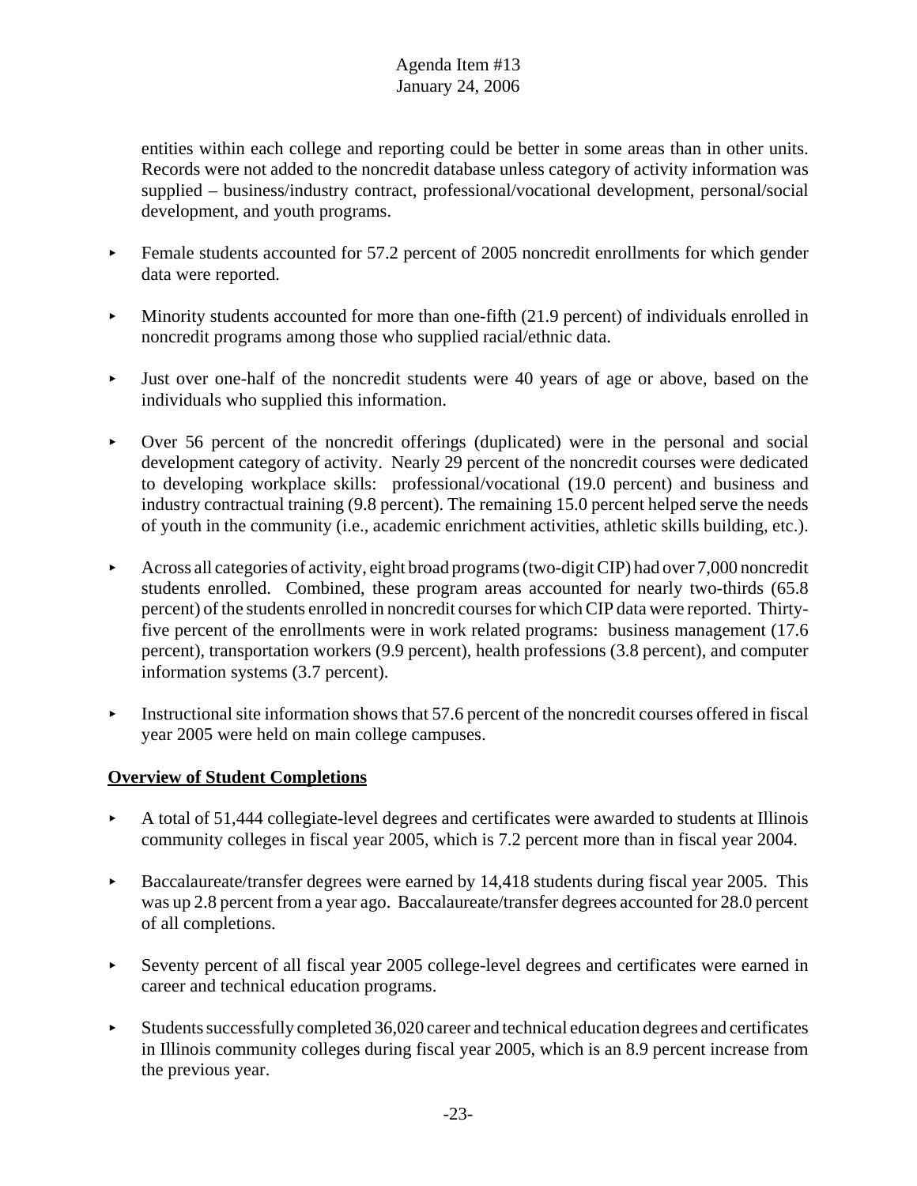entities within each college and reporting could be better in some areas than in other units. Records were not added to the noncredit database unless category of activity information was supplied – business/industry contract, professional/vocational development, personal/social development, and youth programs.

- Female students accounted for 57.2 percent of 2005 noncredit enrollments for which gender data were reported.
- Minority students accounted for more than one-fifth (21.9 percent) of individuals enrolled in noncredit programs among those who supplied racial/ethnic data.
- Just over one-half of the noncredit students were 40 years of age or above, based on the individuals who supplied this information.
- Over 56 percent of the noncredit offerings (duplicated) were in the personal and social development category of activity. Nearly 29 percent of the noncredit courses were dedicated to developing workplace skills: professional/vocational (19.0 percent) and business and industry contractual training (9.8 percent). The remaining 15.0 percent helped serve the needs of youth in the community (i.e., academic enrichment activities, athletic skills building, etc.).
- Across all categories of activity, eight broad programs (two-digit CIP) had over 7,000 noncredit students enrolled. Combined, these program areas accounted for nearly two-thirds (65.8 percent) of the students enrolled in noncredit courses for which CIP data were reported. Thirty-five percent of the enrollments were in work related programs: business management (17.6 percent), transportation workers (9.9 percent), health professions (3.8 percent), and computer information systems (3.7 percent).
- Instructional site information shows that 57.6 percent of the noncredit courses offered in fiscal year 2005 were held on main college campuses.

**Overview of Student Completions**

- A total of 51,444 collegiate-level degrees and certificates were awarded to students at Illinois community colleges in fiscal year 2005, which is 7.2 percent more than in fiscal year 2004.
- Baccalaureate/transfer degrees were earned by 14,418 students during fiscal year 2005. This was up 2.8 percent from a year ago. Baccalaureate/transfer degrees accounted for 28.0 percent of all completions.
- Seventy percent of all fiscal year 2005 college-level degrees and certificates were earned in career and technical education programs.
- Students successfully completed 36,020 career and technical education degrees and certificates in Illinois community colleges during fiscal year 2005, which is an 8.9 percent increase from the previous year.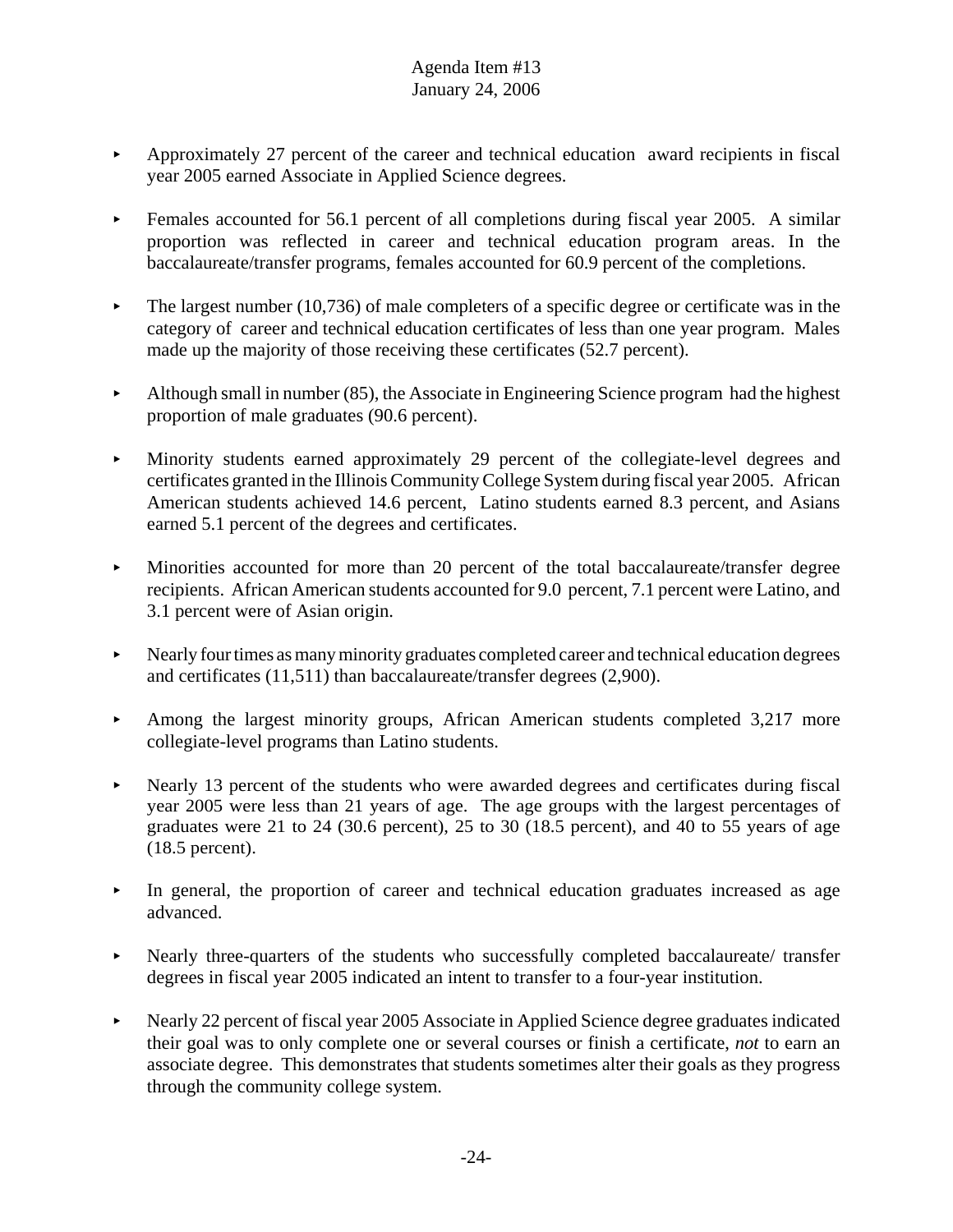- Approximately 27 percent of the career and technical education award recipients in fiscal year 2005 earned Associate in Applied Science degrees.

- Females accounted for 56.1 percent of all completions during fiscal year 2005. A similar proportion was reflected in career and technical education program areas. In the baccalaureate/transfer programs, females accounted for 60.9 percent of the completions.

- The largest number (10,736) of male completers of a specific degree or certificate was in the category of career and technical education certificates of less than one year program. Males made up the majority of those receiving these certificates (52.7 percent).

- Although small in number (85), the Associate in Engineering Science program had the highest proportion of male graduates (90.6 percent).

- Minority students earned approximately 29 percent of the collegiate-level degrees and certificates granted in the Illinois Community College System during fiscal year 2005. African American students achieved 14.6 percent, Latino students earned 8.3 percent, and Asians earned 5.1 percent of the degrees and certificates.

- Minorities accounted for more than 20 percent of the total baccalaureate/transfer degree recipients. African American students accounted for 9.0 percent, 7.1 percent were Latino, and 3.1 percent were of Asian origin.

- Nearly four times as many minority graduates completed career and technical education degrees and certificates (11,511) than baccalaureate/transfer degrees (2,900).

- Among the largest minority groups, African American students completed 3,217 more collegiate-level programs than Latino students.

- Nearly 13 percent of the students who were awarded degrees and certificates during fiscal year 2005 were less than 21 years of age. The age groups with the largest percentages of graduates were 21 to 24 (30.6 percent), 25 to 30 (18.5 percent), and 40 to 55 years of age (18.5 percent).

- In general, the proportion of career and technical education graduates increased as age advanced.

- Nearly three-quarters of the students who successfully completed baccalaureate/ transfer degrees in fiscal year 2005 indicated an intent to transfer to a four-year institution.

- Nearly 22 percent of fiscal year 2005 Associate in Applied Science degree graduates indicated their goal was to only complete one or several courses or finish a certificate, *not* to earn an associate degree. This demonstrates that students sometimes alter their goals as they progress through the community college system.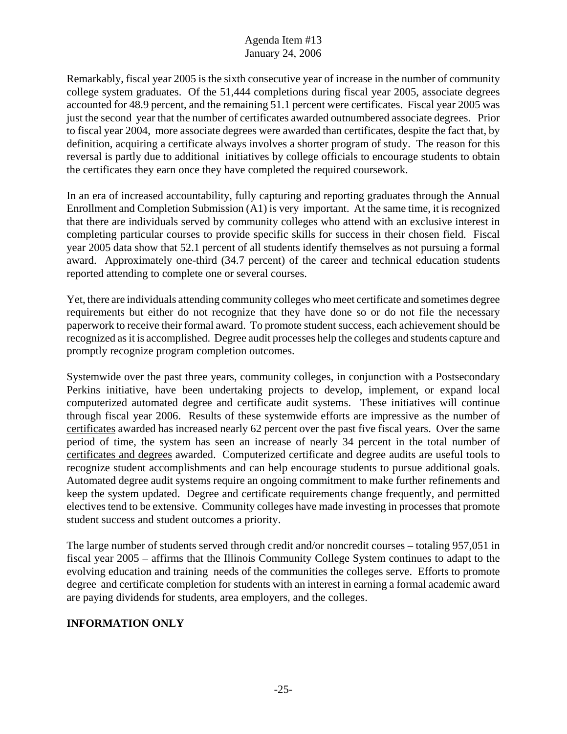Remarkably, fiscal year 2005 is the sixth consecutive year of increase in the number of community college system graduates. Of the 51,444 completions during fiscal year 2005, associate degrees accounted for 48.9 percent, and the remaining 51.1 percent were certificates. Fiscal year 2005 was just the second year that the number of certificates awarded outnumbered associate degrees. Prior to fiscal year 2004, more associate degrees were awarded than certificates, despite the fact that, by definition, acquiring a certificate always involves a shorter program of study. The reason for this reversal is partly due to additional initiatives by college officials to encourage students to obtain the certificates they earn once they have completed the required coursework.

In an era of increased accountability, fully capturing and reporting graduates through the Annual Enrollment and Completion Submission (A1) is very important. At the same time, it is recognized that there are individuals served by community colleges who attend with an exclusive interest in completing particular courses to provide specific skills for success in their chosen field. Fiscal year 2005 data show that 52.1 percent of all students identify themselves as not pursuing a formal award. Approximately one-third (34.7 percent) of the career and technical education students reported attending to complete one or several courses.

Yet, there are individuals attending community colleges who meet certificate and sometimes degree requirements but either do not recognize that they have done so or do not file the necessary paperwork to receive their formal award. To promote student success, each achievement should be recognized as it is accomplished. Degree audit processes help the colleges and students capture and promptly recognize program completion outcomes.

Systemwide over the past three years, community colleges, in conjunction with a Postsecondary Perkins initiative, have been undertaking projects to develop, implement, or expand local computerized automated degree and certificate audit systems. These initiatives will continue through fiscal year 2006. Results of these systemwide efforts are impressive as the number of <u>certificates</u> awarded has increased nearly 62 percent over the past five fiscal years. Over the same period of time, the system has seen an increase of nearly 34 percent in the total number of <u>certificates and degrees</u> awarded. Computerized certificate and degree audits are useful tools to recognize student accomplishments and can help encourage students to pursue additional goals. Automated degree audit systems require an ongoing commitment to make further refinements and keep the system updated. Degree and certificate requirements change frequently, and permitted electives tend to be extensive. Community colleges have made investing in processes that promote student success and student outcomes a priority.

The large number of students served through credit and/or noncredit courses – totaling 957,051 in fiscal year 2005 – affirms that the Illinois Community College System continues to adapt to the evolving education and training needs of the communities the colleges serve. Efforts to promote degree and certificate completion for students with an interest in earning a formal academic award are paying dividends for students, area employers, and the colleges.

**INFORMATION ONLY**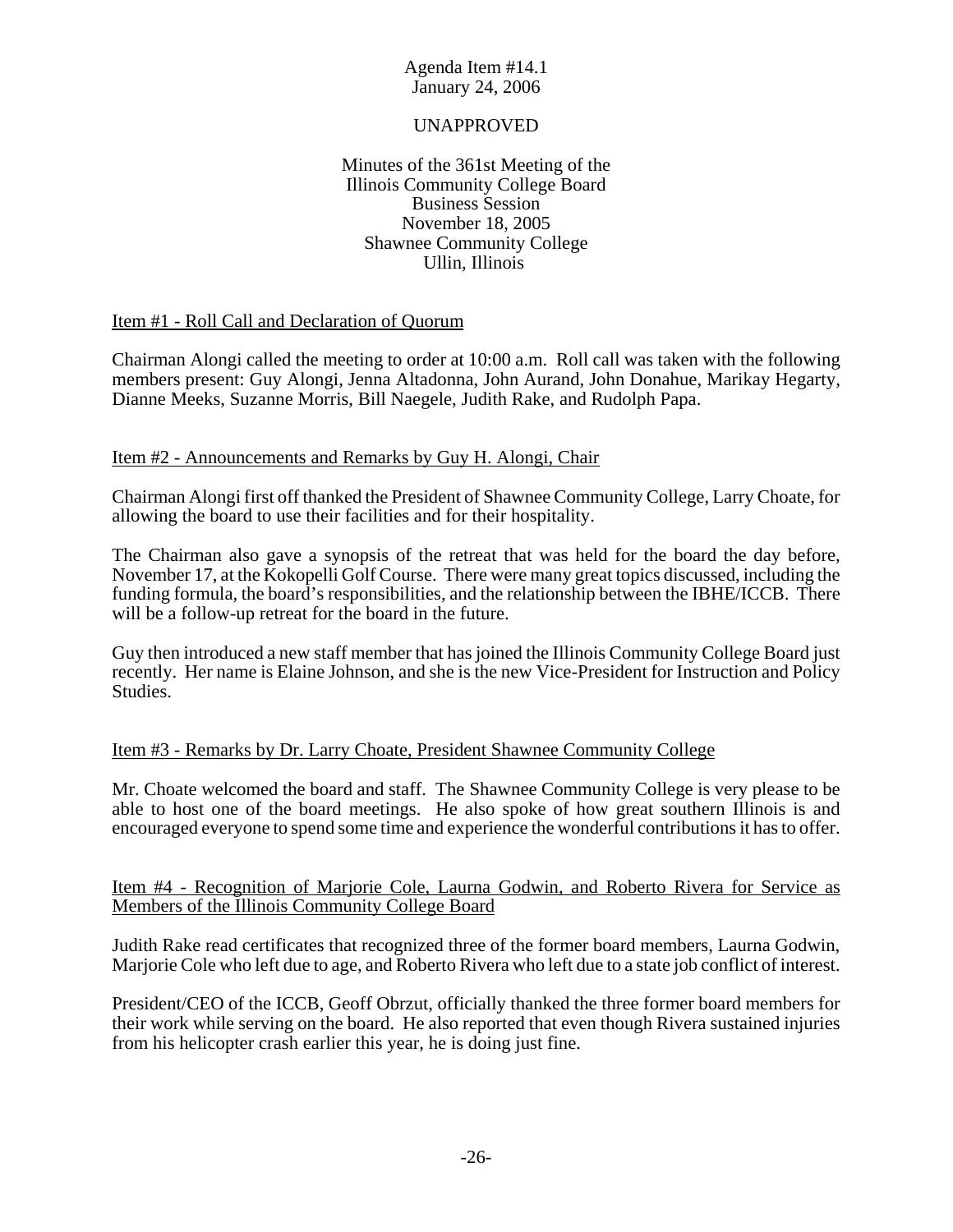Agenda Item #14.1
January 24, 2006

UNAPPROVED

Minutes of the 361st Meeting of the
Illinois Community College Board
Business Session
November 18, 2005
Shawnee Community College
Ullin, Illinois

## Item #1 - Roll Call and Declaration of Quorum

Chairman Alongi called the meeting to order at 10:00 a.m. Roll call was taken with the following members present: Guy Alongi, Jenna Altadonna, John Aurand, John Donahue, Marikay Hegarty, Dianne Meeks, Suzanne Morris, Bill Naegele, Judith Rake, and Rudolph Papa.

## Item #2 - Announcements and Remarks by Guy H. Alongi, Chair

Chairman Alongi first off thanked the President of Shawnee Community College, Larry Choate, for allowing the board to use their facilities and for their hospitality.

The Chairman also gave a synopsis of the retreat that was held for the board the day before, November 17, at the Kokopelli Golf Course. There were many great topics discussed, including the funding formula, the board's responsibilities, and the relationship between the IBHE/ICCB. There will be a follow-up retreat for the board in the future.

Guy then introduced a new staff member that has joined the Illinois Community College Board just recently. Her name is Elaine Johnson, and she is the new Vice-President for Instruction and Policy Studies.

## Item #3 - Remarks by Dr. Larry Choate, President Shawnee Community College

Mr. Choate welcomed the board and staff. The Shawnee Community College is very please to be able to host one of the board meetings. He also spoke of how great southern Illinois is and encouraged everyone to spend some time and experience the wonderful contributions it has to offer.

## Item #4 - Recognition of Marjorie Cole, Laurna Godwin, and Roberto Rivera for Service as Members of the Illinois Community College Board

Judith Rake read certificates that recognized three of the former board members, Laurna Godwin, Marjorie Cole who left due to age, and Roberto Rivera who left due to a state job conflict of interest.

President/CEO of the ICCB, Geoff Obrzut, officially thanked the three former board members for their work while serving on the board. He also reported that even though Rivera sustained injuries from his helicopter crash earlier this year, he is doing just fine.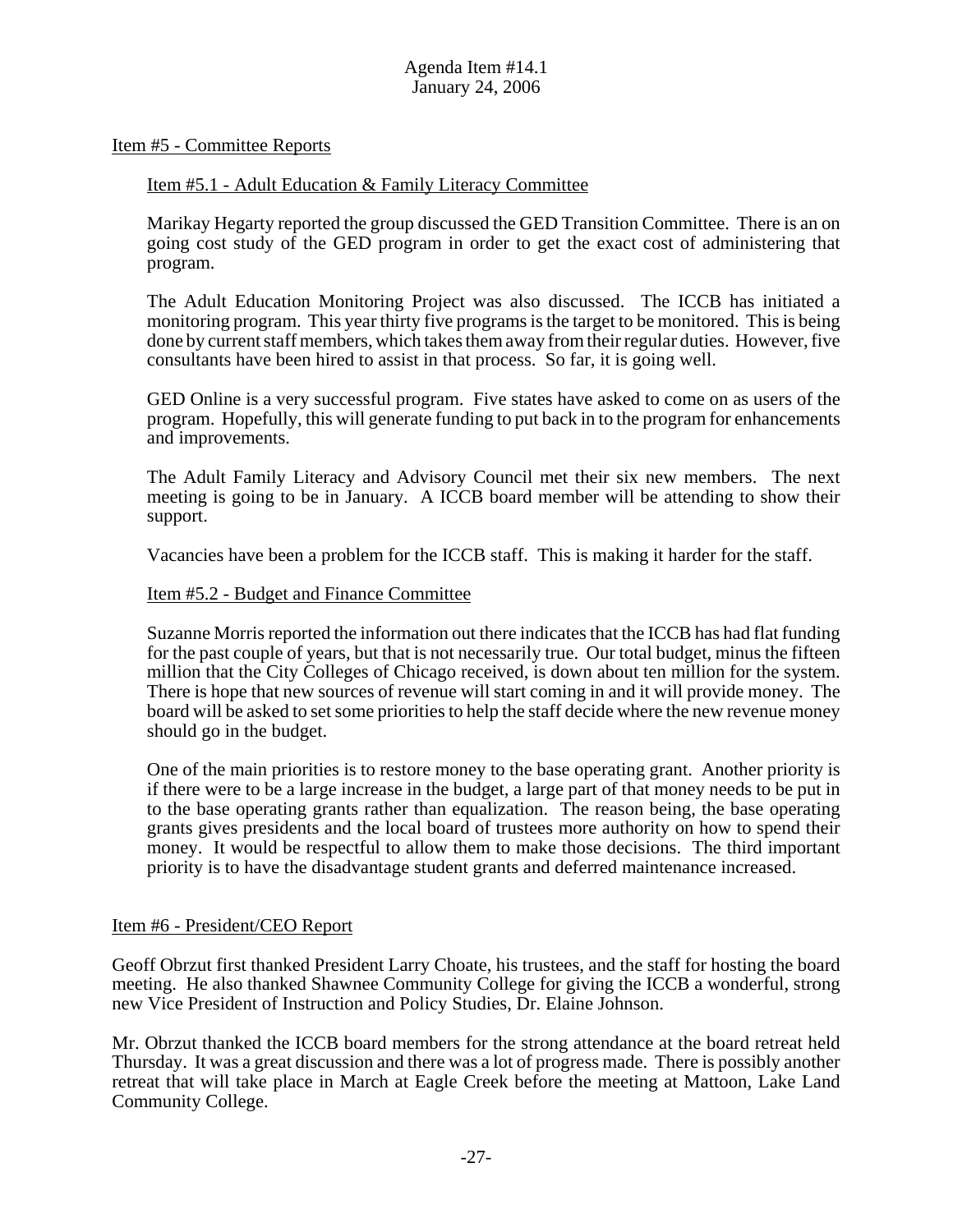## Item #5 - Committee Reports

### Item #5.1 - Adult Education & Family Literacy Committee

Marikay Hegarty reported the group discussed the GED Transition Committee. There is an on going cost study of the GED program in order to get the exact cost of administering that program.

The Adult Education Monitoring Project was also discussed. The ICCB has initiated a monitoring program. This year thirty five programs is the target to be monitored. This is being done by current staff members, which takes them away from their regular duties. However, five consultants have been hired to assist in that process. So far, it is going well.

GED Online is a very successful program. Five states have asked to come on as users of the program. Hopefully, this will generate funding to put back in to the program for enhancements and improvements.

The Adult Family Literacy and Advisory Council met their six new members. The next meeting is going to be in January. A ICCB board member will be attending to show their support.

Vacancies have been a problem for the ICCB staff. This is making it harder for the staff.

### Item #5.2 - Budget and Finance Committee

Suzanne Morris reported the information out there indicates that the ICCB has had flat funding for the past couple of years, but that is not necessarily true. Our total budget, minus the fifteen million that the City Colleges of Chicago received, is down about ten million for the system. There is hope that new sources of revenue will start coming in and it will provide money. The board will be asked to set some priorities to help the staff decide where the new revenue money should go in the budget.

One of the main priorities is to restore money to the base operating grant. Another priority is if there were to be a large increase in the budget, a large part of that money needs to be put in to the base operating grants rather than equalization. The reason being, the base operating grants gives presidents and the local board of trustees more authority on how to spend their money. It would be respectful to allow them to make those decisions. The third important priority is to have the disadvantage student grants and deferred maintenance increased.

## Item #6 - President/CEO Report

Geoff Obrzut first thanked President Larry Choate, his trustees, and the staff for hosting the board meeting. He also thanked Shawnee Community College for giving the ICCB a wonderful, strong new Vice President of Instruction and Policy Studies, Dr. Elaine Johnson.

Mr. Obrzut thanked the ICCB board members for the strong attendance at the board retreat held Thursday. It was a great discussion and there was a lot of progress made. There is possibly another retreat that will take place in March at Eagle Creek before the meeting at Mattoon, Lake Land Community College.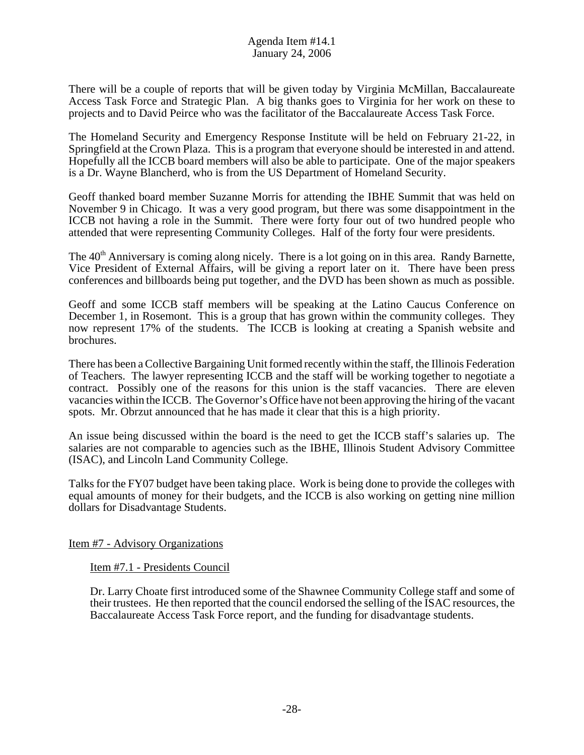There will be a couple of reports that will be given today by Virginia McMillan, Baccalaureate Access Task Force and Strategic Plan. A big thanks goes to Virginia for her work on these to projects and to David Peirce who was the facilitator of the Baccalaureate Access Task Force.

The Homeland Security and Emergency Response Institute will be held on February 21-22, in Springfield at the Crown Plaza. This is a program that everyone should be interested in and attend. Hopefully all the ICCB board members will also be able to participate. One of the major speakers is a Dr. Wayne Blancherd, who is from the US Department of Homeland Security.

Geoff thanked board member Suzanne Morris for attending the IBHE Summit that was held on November 9 in Chicago. It was a very good program, but there was some disappointment in the ICCB not having a role in the Summit. There were forty four out of two hundred people who attended that were representing Community Colleges. Half of the forty four were presidents.

The 40th Anniversary is coming along nicely. There is a lot going on in this area. Randy Barnette, Vice President of External Affairs, will be giving a report later on it. There have been press conferences and billboards being put together, and the DVD has been shown as much as possible.

Geoff and some ICCB staff members will be speaking at the Latino Caucus Conference on December 1, in Rosemont. This is a group that has grown within the community colleges. They now represent 17% of the students. The ICCB is looking at creating a Spanish website and brochures.

There has been a Collective Bargaining Unit formed recently within the staff, the Illinois Federation of Teachers. The lawyer representing ICCB and the staff will be working together to negotiate a contract. Possibly one of the reasons for this union is the staff vacancies. There are eleven vacancies within the ICCB. The Governor's Office have not been approving the hiring of the vacant spots. Mr. Obrzut announced that he has made it clear that this is a high priority.

An issue being discussed within the board is the need to get the ICCB staff's salaries up. The salaries are not comparable to agencies such as the IBHE, Illinois Student Advisory Committee (ISAC), and Lincoln Land Community College.

Talks for the FY07 budget have been taking place. Work is being done to provide the colleges with equal amounts of money for their budgets, and the ICCB is also working on getting nine million dollars for Disadvantage Students.

## Item #7 - Advisory Organizations

### Item #7.1 - Presidents Council

Dr. Larry Choate first introduced some of the Shawnee Community College staff and some of their trustees. He then reported that the council endorsed the selling of the ISAC resources, the Baccalaureate Access Task Force report, and the funding for disadvantage students.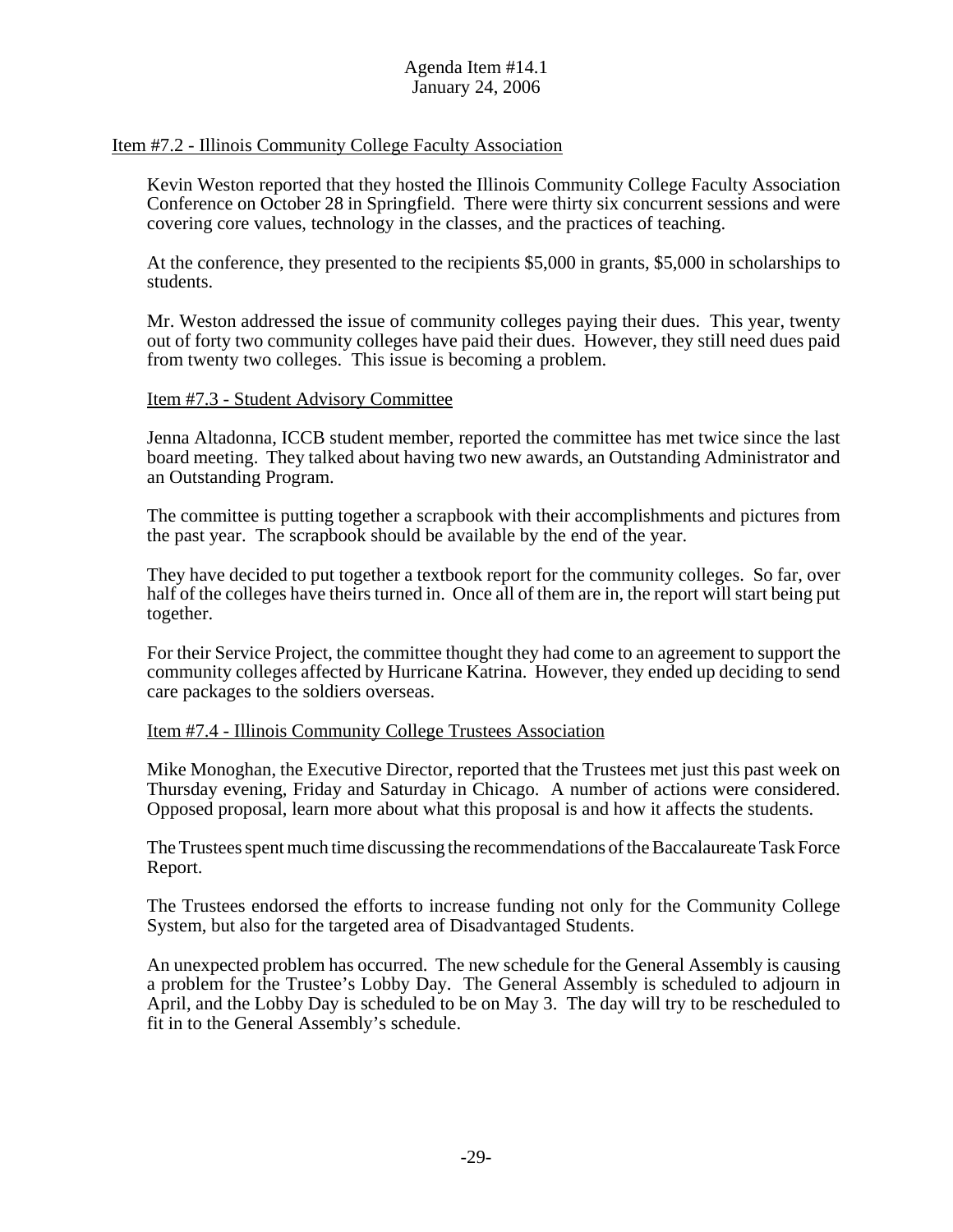Item #7.2 - Illinois Community College Faculty Association

Kevin Weston reported that they hosted the Illinois Community College Faculty Association Conference on October 28 in Springfield. There were thirty six concurrent sessions and were covering core values, technology in the classes, and the practices of teaching.

At the conference, they presented to the recipients $5,000 in grants, $5,000 in scholarships to students.

Mr. Weston addressed the issue of community colleges paying their dues. This year, twenty out of forty two community colleges have paid their dues. However, they still need dues paid from twenty two colleges. This issue is becoming a problem.

Item #7.3 - Student Advisory Committee

Jenna Altadonna, ICCB student member, reported the committee has met twice since the last board meeting. They talked about having two new awards, an Outstanding Administrator and an Outstanding Program.

The committee is putting together a scrapbook with their accomplishments and pictures from the past year. The scrapbook should be available by the end of the year.

They have decided to put together a textbook report for the community colleges. So far, over half of the colleges have theirs turned in. Once all of them are in, the report will start being put together.

For their Service Project, the committee thought they had come to an agreement to support the community colleges affected by Hurricane Katrina. However, they ended up deciding to send care packages to the soldiers overseas.

Item #7.4 - Illinois Community College Trustees Association

Mike Monoghan, the Executive Director, reported that the Trustees met just this past week on Thursday evening, Friday and Saturday in Chicago. A number of actions were considered. Opposed proposal, learn more about what this proposal is and how it affects the students.

The Trustees spent much time discussing the recommendations of the Baccalaureate Task Force Report.

The Trustees endorsed the efforts to increase funding not only for the Community College System, but also for the targeted area of Disadvantaged Students.

An unexpected problem has occurred. The new schedule for the General Assembly is causing a problem for the Trustee's Lobby Day. The General Assembly is scheduled to adjourn in April, and the Lobby Day is scheduled to be on May 3. The day will try to be rescheduled to fit in to the General Assembly's schedule.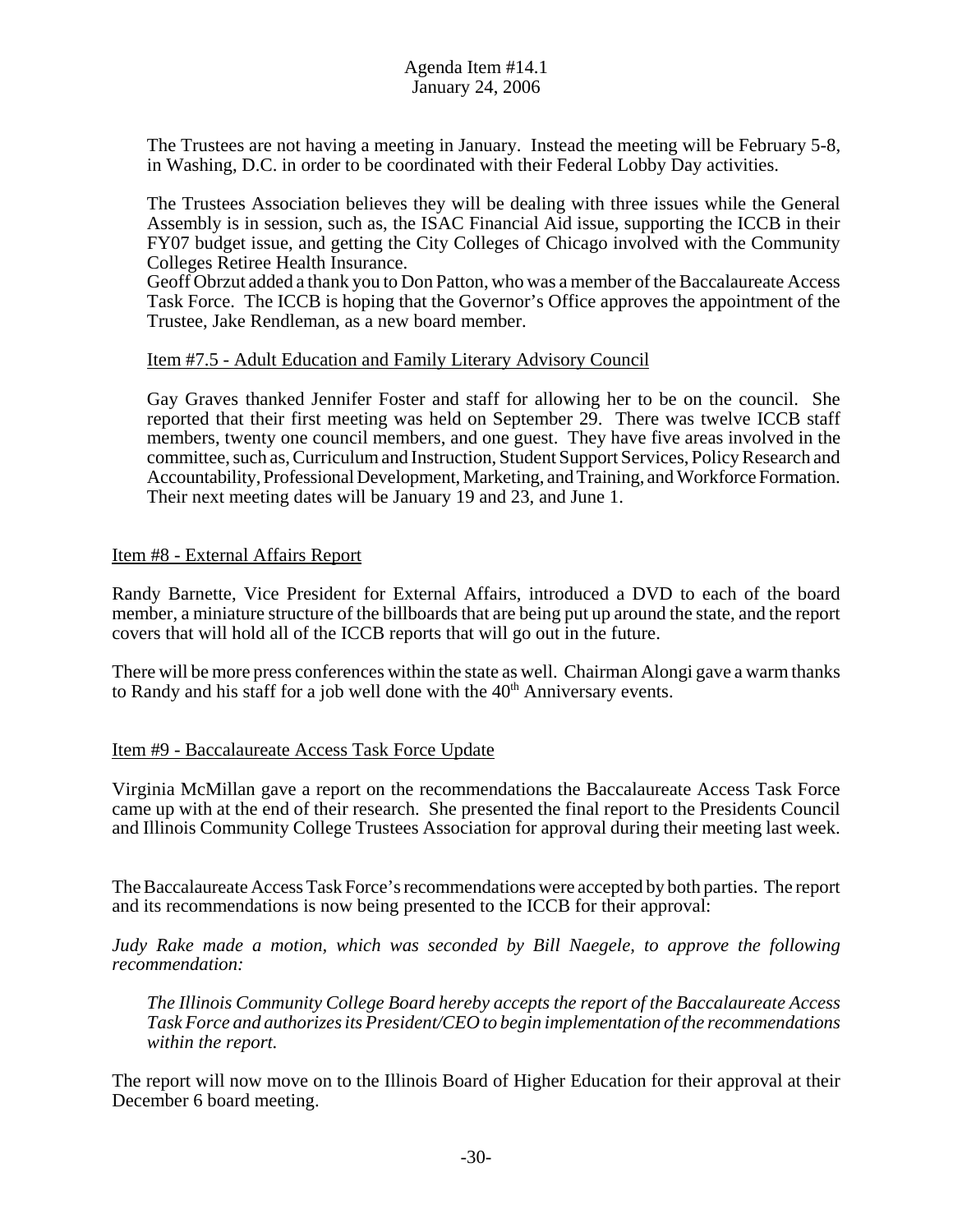The Trustees are not having a meeting in January. Instead the meeting will be February 5-8, in Washing, D.C. in order to be coordinated with their Federal Lobby Day activities.

The Trustees Association believes they will be dealing with three issues while the General Assembly is in session, such as, the ISAC Financial Aid issue, supporting the ICCB in their FY07 budget issue, and getting the City Colleges of Chicago involved with the Community Colleges Retiree Health Insurance.
Geoff Obrzut added a thank you to Don Patton, who was a member of the Baccalaureate Access Task Force. The ICCB is hoping that the Governor's Office approves the appointment of the Trustee, Jake Rendleman, as a new board member.

Item #7.5 - Adult Education and Family Literary Advisory Council

Gay Graves thanked Jennifer Foster and staff for allowing her to be on the council. She reported that their first meeting was held on September 29. There was twelve ICCB staff members, twenty one council members, and one guest. They have five areas involved in the committee, such as, Curriculum and Instruction, Student Support Services, Policy Research and Accountability, Professional Development, Marketing, and Training, and Workforce Formation. Their next meeting dates will be January 19 and 23, and June 1.

Item #8 - External Affairs Report

Randy Barnette, Vice President for External Affairs, introduced a DVD to each of the board member, a miniature structure of the billboards that are being put up around the state, and the report covers that will hold all of the ICCB reports that will go out in the future.

There will be more press conferences within the state as well. Chairman Alongi gave a warm thanks to Randy and his staff for a job well done with the 40th Anniversary events.

Item #9 - Baccalaureate Access Task Force Update

Virginia McMillan gave a report on the recommendations the Baccalaureate Access Task Force came up with at the end of their research. She presented the final report to the Presidents Council and Illinois Community College Trustees Association for approval during their meeting last week.

The Baccalaureate Access Task Force's recommendations were accepted by both parties. The report and its recommendations is now being presented to the ICCB for their approval:

*Judy Rake made a motion, which was seconded by Bill Naegele, to approve the following recommendation:*

*The Illinois Community College Board hereby accepts the report of the Baccalaureate Access Task Force and authorizes its President/CEO to begin implementation of the recommendations within the report.*

The report will now move on to the Illinois Board of Higher Education for their approval at their December 6 board meeting.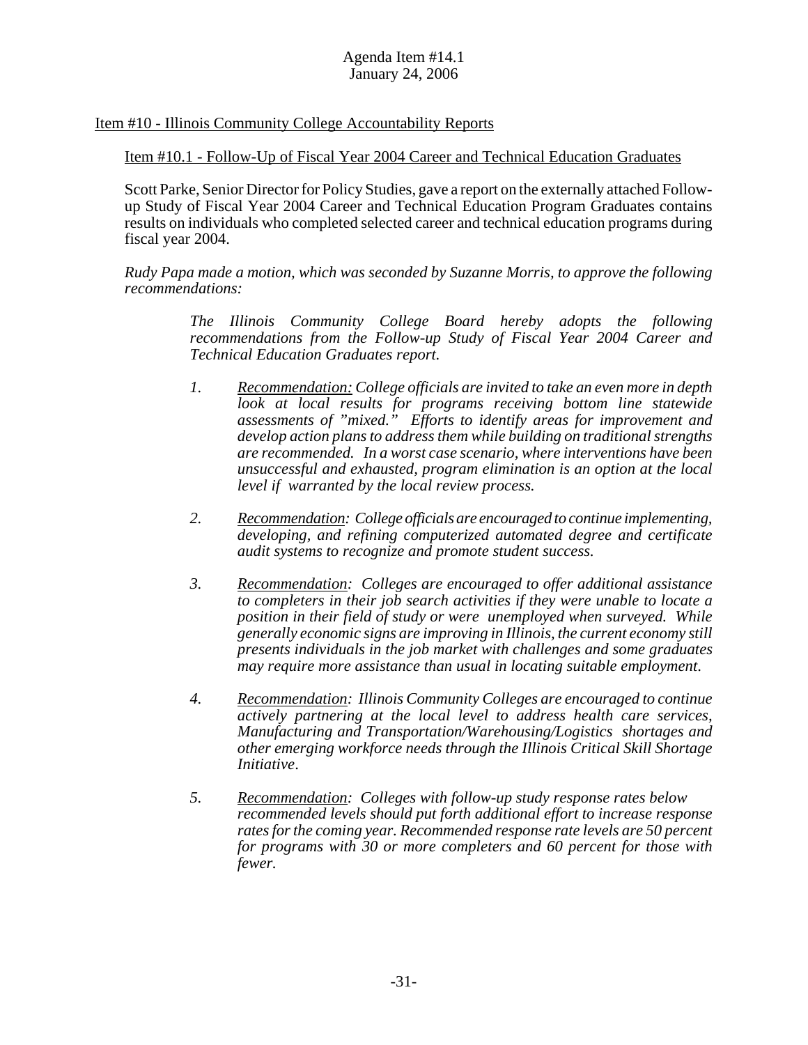Agenda Item #14.1
January 24, 2006

Item #10 - Illinois Community College Accountability Reports

Item #10.1 - Follow-Up of Fiscal Year 2004 Career and Technical Education Graduates

Scott Parke, Senior Director for Policy Studies, gave a report on the externally attached Follow-up Study of Fiscal Year 2004 Career and Technical Education Program Graduates contains results on individuals who completed selected career and technical education programs during fiscal year 2004.

*Rudy Papa made a motion, which was seconded by Suzanne Morris, to approve the following recommendations:*

> *The Illinois Community College Board hereby adopts the following recommendations from the Follow-up Study of Fiscal Year 2004 Career and Technical Education Graduates report.*
>
> 1. *Recommendation: College officials are invited to take an even more in depth look at local results for programs receiving bottom line statewide assessments of "mixed." Efforts to identify areas for improvement and develop action plans to address them while building on traditional strengths are recommended. In a worst case scenario, where interventions have been unsuccessful and exhausted, program elimination is an option at the local level if warranted by the local review process.*
>
> 2. *Recommendation: College officials are encouraged to continue implementing, developing, and refining computerized automated degree and certificate audit systems to recognize and promote student success.*
>
> 3. *Recommendation: Colleges are encouraged to offer additional assistance to completers in their job search activities if they were unable to locate a position in their field of study or were unemployed when surveyed. While generally economic signs are improving in Illinois, the current economy still presents individuals in the job market with challenges and some graduates may require more assistance than usual in locating suitable employment.*
>
> 4. *Recommendation: Illinois Community Colleges are encouraged to continue actively partnering at the local level to address health care services, Manufacturing and Transportation/Warehousing/Logistics shortages and other emerging workforce needs through the Illinois Critical Skill Shortage Initiative.*
>
> 5. *Recommendation: Colleges with follow-up study response rates below recommended levels should put forth additional effort to increase response rates for the coming year. Recommended response rate levels are 50 percent for programs with 30 or more completers and 60 percent for those with fewer.*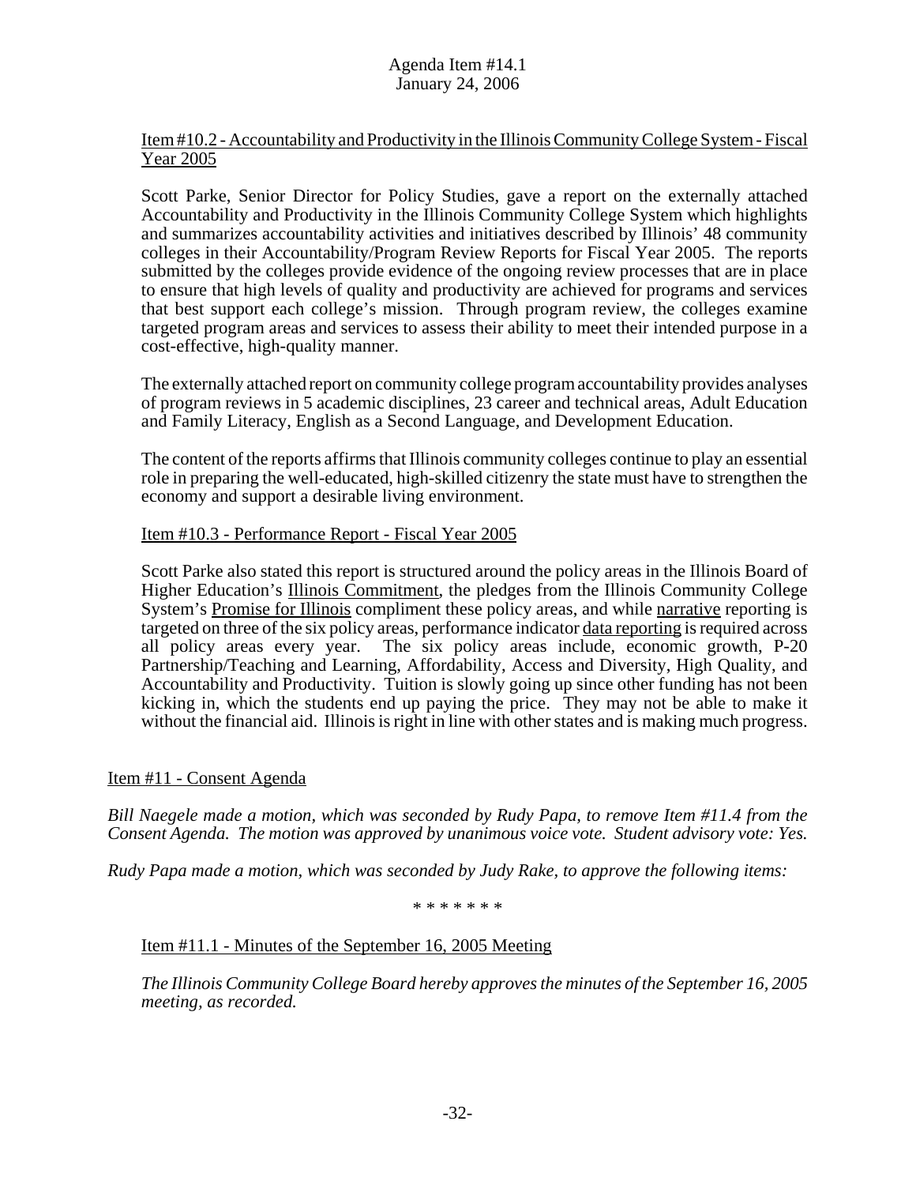Item #10.2 - Accountability and Productivity in the Illinois Community College System - Fiscal Year 2005

Scott Parke, Senior Director for Policy Studies, gave a report on the externally attached Accountability and Productivity in the Illinois Community College System which highlights and summarizes accountability activities and initiatives described by Illinois' 48 community colleges in their Accountability/Program Review Reports for Fiscal Year 2005. The reports submitted by the colleges provide evidence of the ongoing review processes that are in place to ensure that high levels of quality and productivity are achieved for programs and services that best support each college's mission. Through program review, the colleges examine targeted program areas and services to assess their ability to meet their intended purpose in a cost-effective, high-quality manner.

The externally attached report on community college program accountability provides analyses of program reviews in 5 academic disciplines, 23 career and technical areas, Adult Education and Family Literacy, English as a Second Language, and Development Education.

The content of the reports affirms that Illinois community colleges continue to play an essential role in preparing the well-educated, high-skilled citizenry the state must have to strengthen the economy and support a desirable living environment.

Item #10.3 - Performance Report - Fiscal Year 2005

Scott Parke also stated this report is structured around the policy areas in the Illinois Board of Higher Education's Illinois Commitment, the pledges from the Illinois Community College System's Promise for Illinois compliment these policy areas, and while narrative reporting is targeted on three of the six policy areas, performance indicator data reporting is required across all policy areas every year. The six policy areas include, economic growth, P-20 Partnership/Teaching and Learning, Affordability, Access and Diversity, High Quality, and Accountability and Productivity. Tuition is slowly going up since other funding has not been kicking in, which the students end up paying the price. They may not be able to make it without the financial aid. Illinois is right in line with other states and is making much progress.

Item #11 - Consent Agenda

*Bill Naegele made a motion, which was seconded by Rudy Papa, to remove Item #11.4 from the Consent Agenda. The motion was approved by unanimous voice vote. Student advisory vote: Yes.*

*Rudy Papa made a motion, which was seconded by Judy Rake, to approve the following items:*

\* \* \* \* \* \* \*

Item #11.1 - Minutes of the September 16, 2005 Meeting

*The Illinois Community College Board hereby approves the minutes of the September 16, 2005 meeting, as recorded.*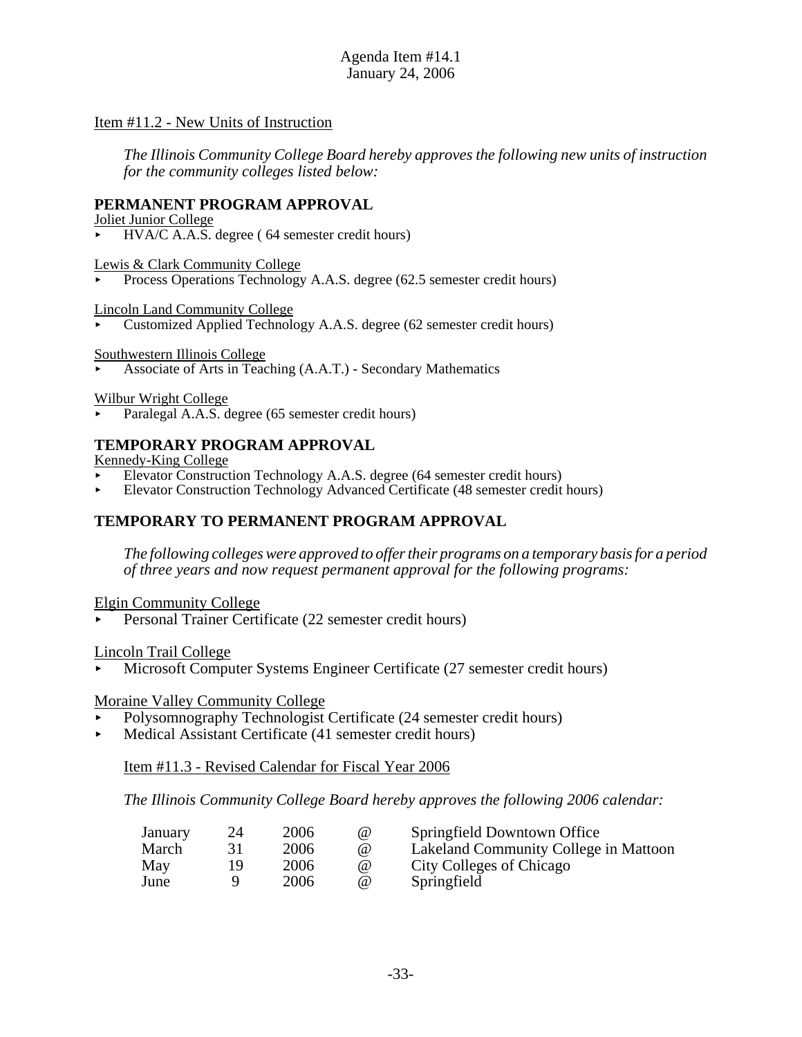Agenda Item #14.1
January 24, 2006

Item #11.2 - New Units of Instruction

*The Illinois Community College Board hereby approves the following new units of instruction for the community colleges listed below:*

**PERMANENT PROGRAM APPROVAL**

Joliet Junior College

- HVA/C A.A.S. degree ( 64 semester credit hours)

Lewis & Clark Community College

- Process Operations Technology A.A.S. degree (62.5 semester credit hours)

Lincoln Land Community College

- Customized Applied Technology A.A.S. degree (62 semester credit hours)

Southwestern Illinois College

- Associate of Arts in Teaching (A.A.T.) - Secondary Mathematics

Wilbur Wright College

- Paralegal A.A.S. degree (65 semester credit hours)

**TEMPORARY PROGRAM APPROVAL**

Kennedy-King College

- Elevator Construction Technology A.A.S. degree (64 semester credit hours)
- Elevator Construction Technology Advanced Certificate (48 semester credit hours)

**TEMPORARY TO PERMANENT PROGRAM APPROVAL**

*The following colleges were approved to offer their programs on a temporary basis for a period of three years and now request permanent approval for the following programs:*

Elgin Community College

- Personal Trainer Certificate (22 semester credit hours)

Lincoln Trail College

- Microsoft Computer Systems Engineer Certificate (27 semester credit hours)

Moraine Valley Community College

- Polysomnography Technologist Certificate (24 semester credit hours)
- Medical Assistant Certificate (41 semester credit hours)

Item #11.3 - Revised Calendar for Fiscal Year 2006

*The Illinois Community College Board hereby approves the following 2006 calendar:*

| | | | | |
|---|---|---|---|---|
| January | 24 | 2006 | @ | Springfield Downtown Office |
| March | 31 | 2006 | @ | Lakeland Community College in Mattoon |
| May | 19 | 2006 | @ | City Colleges of Chicago |
| June | 9 | 2006 | @ | Springfield |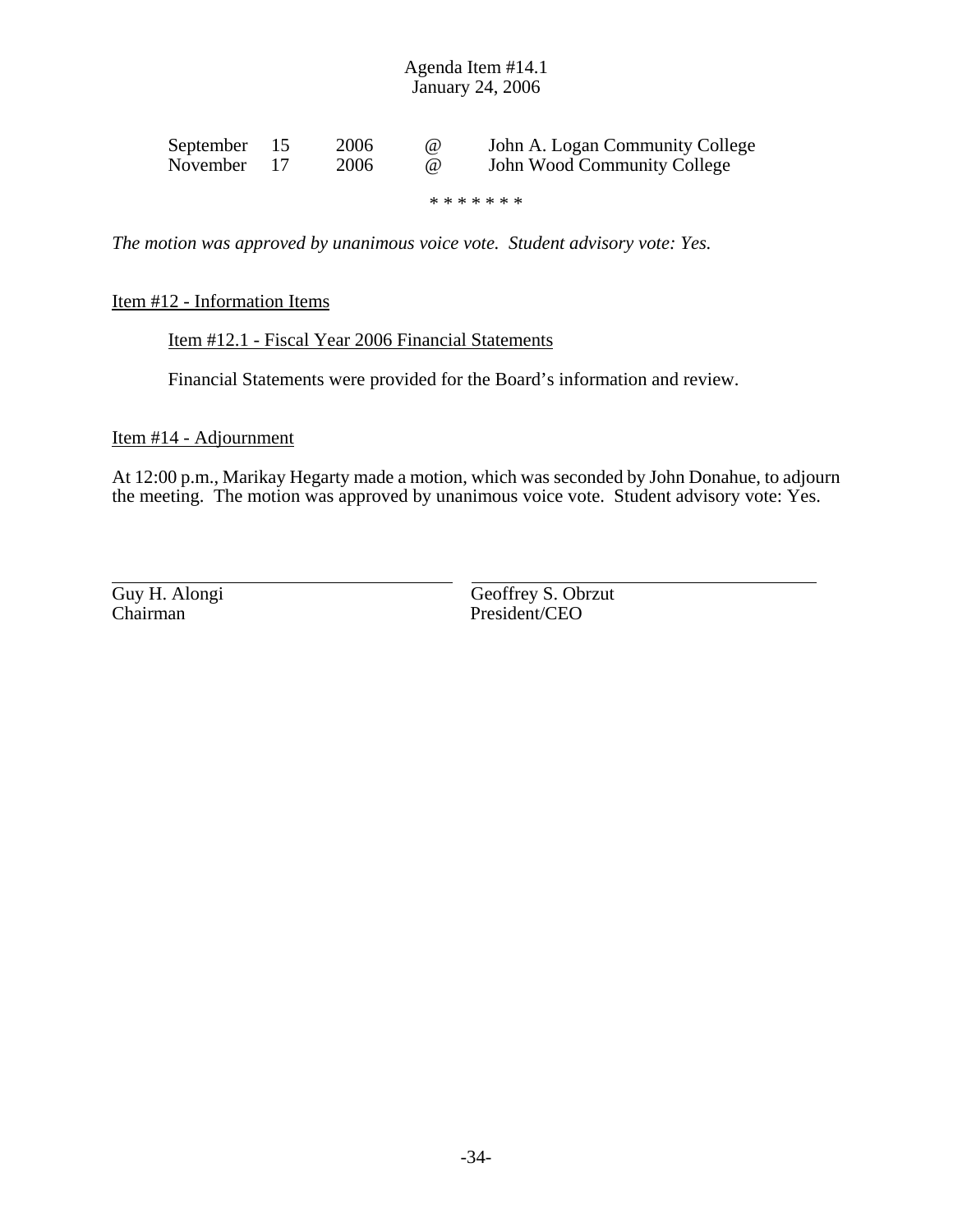| September | 15 | 2006 | @ | John A. Logan Community College |
| --- | --- | --- | --- | --- |
| November | 17 | 2006 | @ | John Wood Community College |

\* \* \* \* \* \* \*

*The motion was approved by unanimous voice vote. Student advisory vote: Yes.*

<u>Item #12 - Information Items</u>

<u>Item #12.1 - Fiscal Year 2006 Financial Statements</u>

Financial Statements were provided for the Board's information and review.

<u>Item #14 - Adjournment</u>

At 12:00 p.m., Marikay Hegarty made a motion, which was seconded by John Donahue, to adjourn the meeting. The motion was approved by unanimous voice vote. Student advisory vote: Yes.

Guy H. Alongi
Chairman

Geoffrey S. Obrzut
President/CEO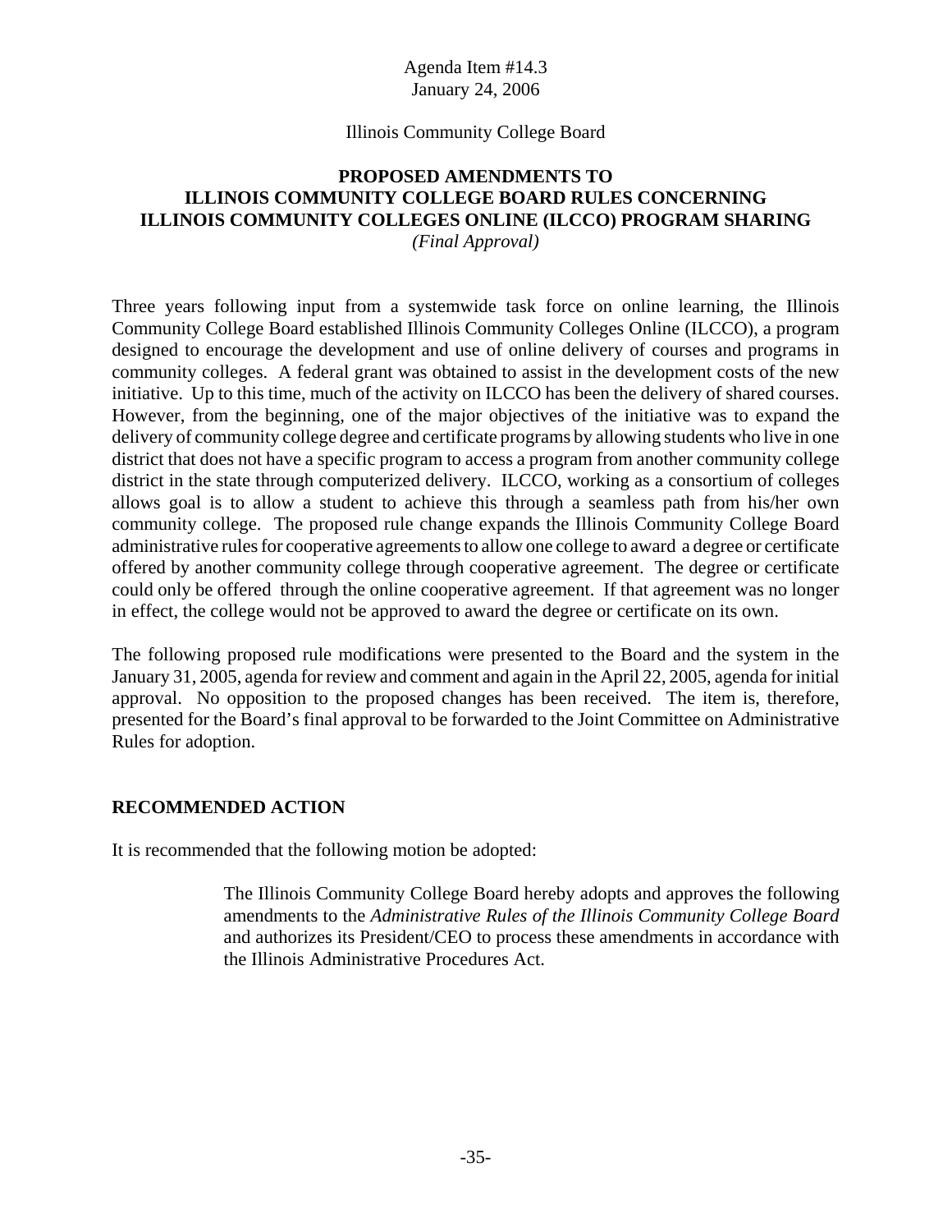Agenda Item #14.3
January 24, 2006

Illinois Community College Board

**PROPOSED AMENDMENTS TO ILLINOIS COMMUNITY COLLEGE BOARD RULES CONCERNING ILLINOIS COMMUNITY COLLEGES ONLINE (ILCCO) PROGRAM SHARING**
*(Final Approval)*

Three years following input from a systemwide task force on online learning, the Illinois Community College Board established Illinois Community Colleges Online (ILCCO), a program designed to encourage the development and use of online delivery of courses and programs in community colleges. A federal grant was obtained to assist in the development costs of the new initiative. Up to this time, much of the activity on ILCCO has been the delivery of shared courses. However, from the beginning, one of the major objectives of the initiative was to expand the delivery of community college degree and certificate programs by allowing students who live in one district that does not have a specific program to access a program from another community college district in the state through computerized delivery. ILCCO, working as a consortium of colleges allows goal is to allow a student to achieve this through a seamless path from his/her own community college. The proposed rule change expands the Illinois Community College Board administrative rules for cooperative agreements to allow one college to award a degree or certificate offered by another community college through cooperative agreement. The degree or certificate could only be offered through the online cooperative agreement. If that agreement was no longer in effect, the college would not be approved to award the degree or certificate on its own.

The following proposed rule modifications were presented to the Board and the system in the January 31, 2005, agenda for review and comment and again in the April 22, 2005, agenda for initial approval. No opposition to the proposed changes has been received. The item is, therefore, presented for the Board's final approval to be forwarded to the Joint Committee on Administrative Rules for adoption.

**RECOMMENDED ACTION**

It is recommended that the following motion be adopted:

> The Illinois Community College Board hereby adopts and approves the following amendments to the *Administrative Rules of the Illinois Community College Board* and authorizes its President/CEO to process these amendments in accordance with the Illinois Administrative Procedures Act.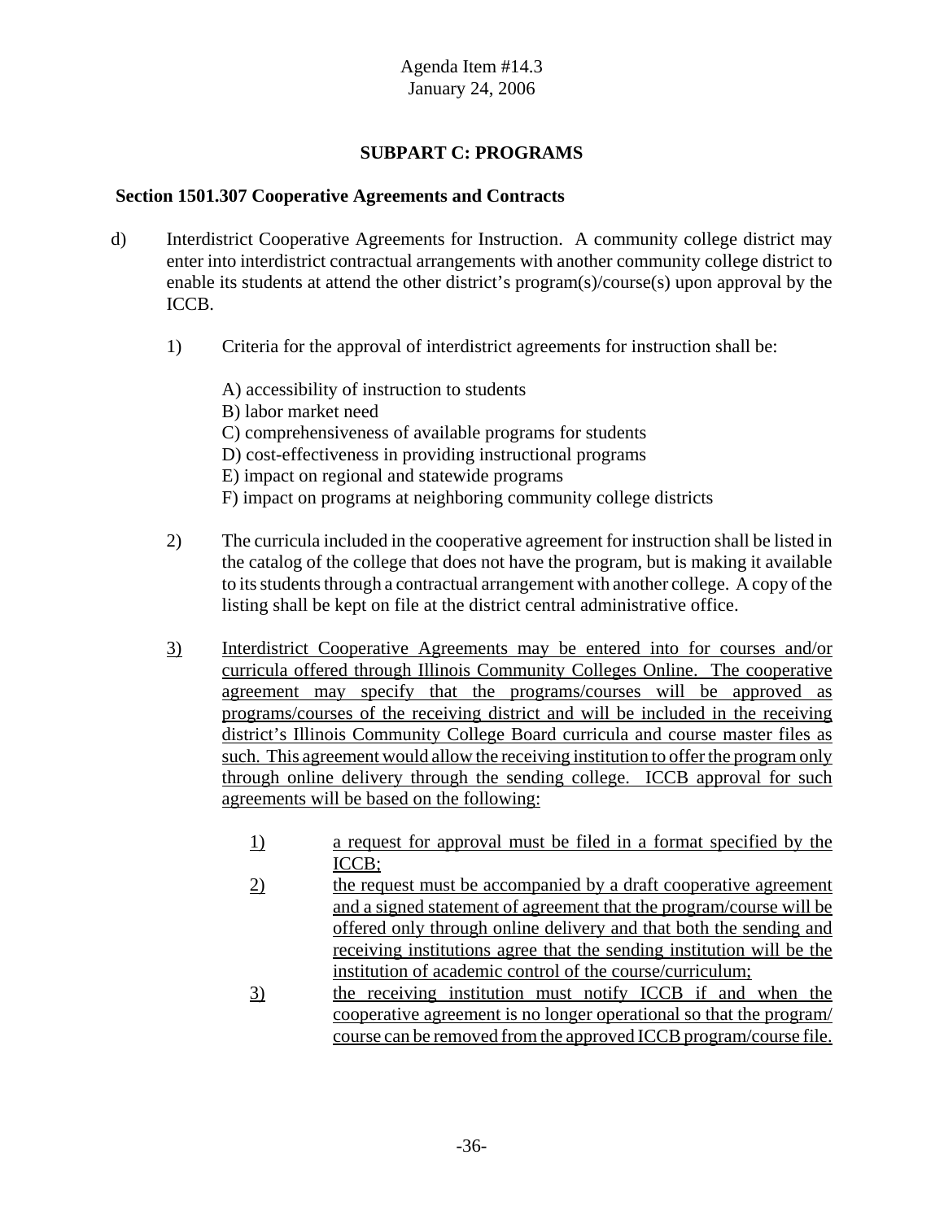Agenda Item #14.3
January 24, 2006

## SUBPART C: PROGRAMS

### Section 1501.307 Cooperative Agreements and Contracts

d) Interdistrict Cooperative Agreements for Instruction. A community college district may enter into interdistrict contractual arrangements with another community college district to enable its students at attend the other district's program(s)/course(s) upon approval by the ICCB.

1) Criteria for the approval of interdistrict agreements for instruction shall be:

A) accessibility of instruction to students
B) labor market need
C) comprehensiveness of available programs for students
D) cost-effectiveness in providing instructional programs
E) impact on regional and statewide programs
F) impact on programs at neighboring community college districts

2) The curricula included in the cooperative agreement for instruction shall be listed in the catalog of the college that does not have the program, but is making it available to its students through a contractual arrangement with another college. A copy of the listing shall be kept on file at the district central administrative office.

<u>3)</u> <u>Interdistrict Cooperative Agreements may be entered into for courses and/or curricula offered through Illinois Community Colleges Online. The cooperative agreement may specify that the programs/courses will be approved as programs/courses of the receiving district and will be included in the receiving district's Illinois Community College Board curricula and course master files as such. This agreement would allow the receiving institution to offer the program only through online delivery through the sending college. ICCB approval for such agreements will be based on the following:</u>

<u>1)</u> <u>a request for approval must be filed in a format specified by the ICCB;</u>

<u>2)</u> <u>the request must be accompanied by a draft cooperative agreement and a signed statement of agreement that the program/course will be offered only through online delivery and that both the sending and receiving institutions agree that the sending institution will be the institution of academic control of the course/curriculum;</u>

<u>3)</u> <u>the receiving institution must notify ICCB if and when the cooperative agreement is no longer operational so that the program/course can be removed from the approved ICCB program/course file.</u>